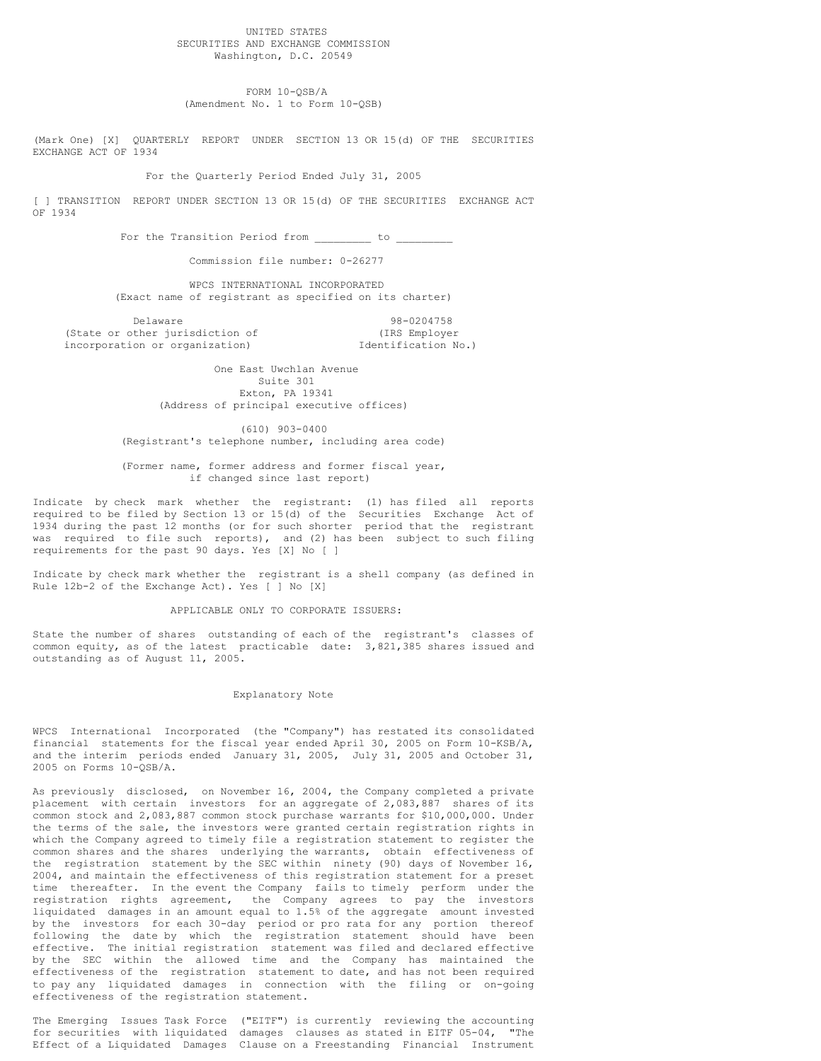UNITED STATES
SECURITIES AND EXCHANGE COMMISSION
Washington, D.C. 20549

FORM 10-QSB/A
(Amendment No. 1 to Form 10-QSB)

(Mark One) [X] QUARTERLY REPORT UNDER SECTION 13 OR 15(d) OF THE SECURITIES EXCHANGE ACT OF 1934

For the Quarterly Period Ended July 31, 2005

[ ] TRANSITION REPORT UNDER SECTION 13 OR 15(d) OF THE SECURITIES EXCHANGE ACT OF 1934

For the Transition Period from _________ to _________

Commission file number: 0-26277

WPCS INTERNATIONAL INCORPORATED
(Exact name of registrant as specified on its charter)

| Delaware | 98-0204758 |
|---|---|
| (State or other jurisdiction of incorporation or organization) | (IRS Employer Identification No.) |

One East Uwchlan Avenue
Suite 301
Exton, PA 19341
(Address of principal executive offices)

(610) 903-0400
(Registrant's telephone number, including area code)

(Former name, former address and former fiscal year, if changed since last report)

Indicate by check mark whether the registrant: (1) has filed all reports required to be filed by Section 13 or 15(d) of the Securities Exchange Act of 1934 during the past 12 months (or for such shorter period that the registrant was required to file such reports), and (2) has been subject to such filing requirements for the past 90 days. Yes [X] No [ ]

Indicate by check mark whether the registrant is a shell company (as defined in Rule 12b-2 of the Exchange Act). Yes [ ] No [X]

APPLICABLE ONLY TO CORPORATE ISSUERS:

State the number of shares outstanding of each of the registrant's classes of common equity, as of the latest practicable date: 3,821,385 shares issued and outstanding as of August 11, 2005.

## Explanatory Note

WPCS International Incorporated (the "Company") has restated its consolidated financial statements for the fiscal year ended April 30, 2005 on Form 10-KSB/A, and the interim periods ended January 31, 2005, July 31, 2005 and October 31, 2005 on Forms 10-QSB/A.

As previously disclosed, on November 16, 2004, the Company completed a private placement with certain investors for an aggregate of 2,083,887 shares of its common stock and 2,083,887 common stock purchase warrants for $10,000,000. Under the terms of the sale, the investors were granted certain registration rights in which the Company agreed to timely file a registration statement to register the common shares and the shares underlying the warrants, obtain effectiveness of the registration statement by the SEC within ninety (90) days of November 16, 2004, and maintain the effectiveness of this registration statement for a preset time thereafter. In the event the Company fails to timely perform under the registration rights agreement, the Company agrees to pay the investors liquidated damages in an amount equal to 1.5% of the aggregate amount invested by the investors for each 30-day period or pro rata for any portion thereof following the date by which the registration statement should have been effective. The initial registration statement was filed and declared effective by the SEC within the allowed time and the Company has maintained the effectiveness of the registration statement to date, and has not been required to pay any liquidated damages in connection with the filing or on-going effectiveness of the registration statement.

The Emerging Issues Task Force ("EITF") is currently reviewing the accounting for securities with liquidated damages clauses as stated in EITF 05-04, "The Effect of a Liquidated Damages Clause on a Freestanding Financial Instrument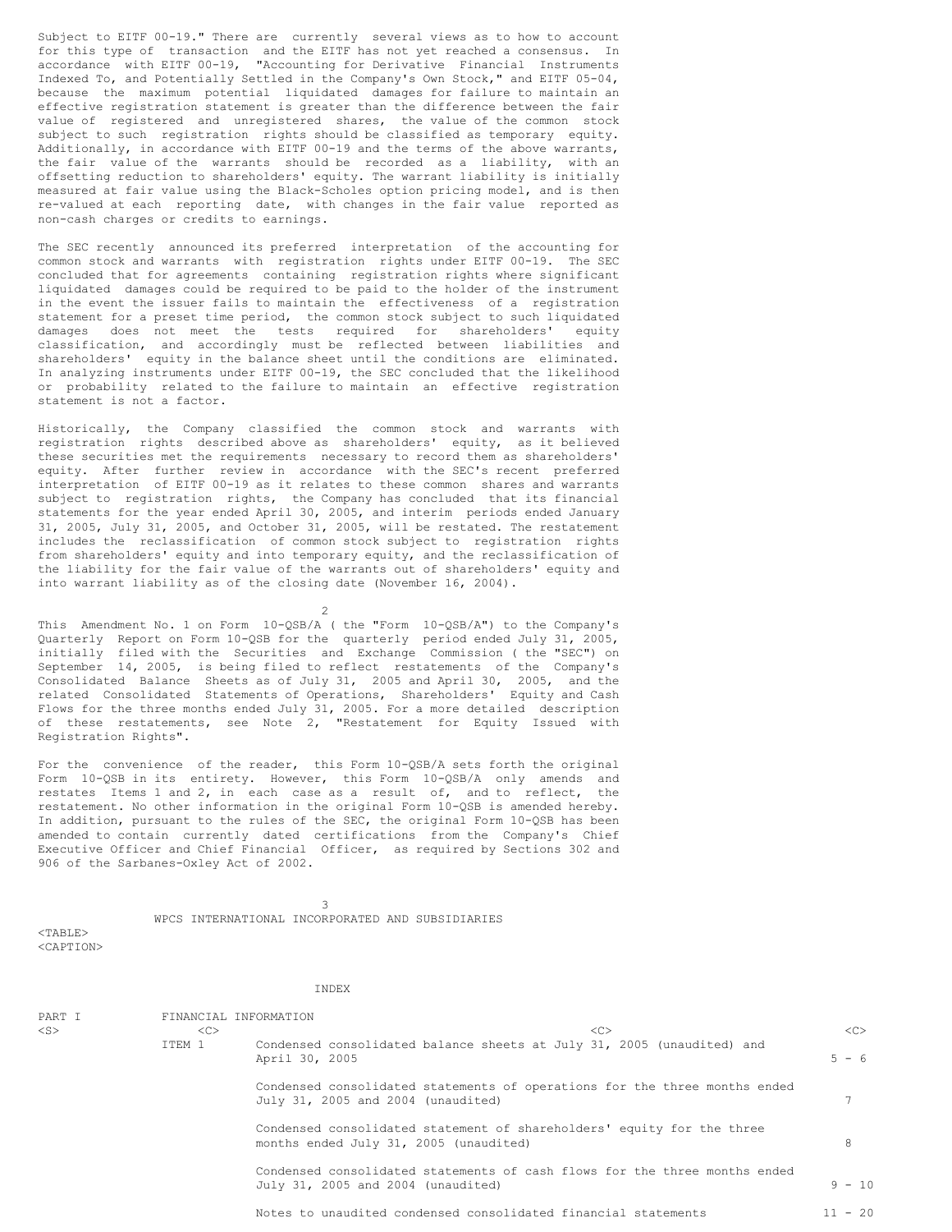Subject to EITF 00-19." There are currently several views as to how to account for this type of transaction and the EITF has not yet reached a consensus. In accordance with EITF 00-19, "Accounting for Derivative Financial Instruments Indexed To, and Potentially Settled in the Company's Own Stock," and EITF 05-04, because the maximum potential liquidated damages for failure to maintain an effective registration statement is greater than the difference between the fair value of registered and unregistered shares, the value of the common stock subject to such registration rights should be classified as temporary equity. Additionally, in accordance with EITF 00-19 and the terms of the above warrants, the fair value of the warrants should be recorded as a liability, with an offsetting reduction to shareholders' equity. The warrant liability is initially measured at fair value using the Black-Scholes option pricing model, and is then re-valued at each reporting date, with changes in the fair value reported as non-cash charges or credits to earnings.

The SEC recently announced its preferred interpretation of the accounting for common stock and warrants with registration rights under EITF 00-19. The SEC concluded that for agreements containing registration rights where significant liquidated damages could be required to be paid to the holder of the instrument in the event the issuer fails to maintain the effectiveness of a registration statement for a preset time period, the common stock subject to such liquidated damages does not meet the tests required for shareholders' equity classification, and accordingly must be reflected between liabilities and shareholders' equity in the balance sheet until the conditions are eliminated. In analyzing instruments under EITF 00-19, the SEC concluded that the likelihood or probability related to the failure to maintain an effective registration statement is not a factor.

Historically, the Company classified the common stock and warrants with registration rights described above as shareholders' equity, as it believed these securities met the requirements necessary to record them as shareholders' equity. After further review in accordance with the SEC's recent preferred interpretation of EITF 00-19 as it relates to these common shares and warrants subject to registration rights, the Company has concluded that its financial statements for the year ended April 30, 2005, and interim periods ended January 31, 2005, July 31, 2005, and October 31, 2005, will be restated. The restatement includes the reclassification of common stock subject to registration rights from shareholders' equity and into temporary equity, and the reclassification of the liability for the fair value of the warrants out of shareholders' equity and into warrant liability as of the closing date (November 16, 2004).

This Amendment No. 1 on Form 10-QSB/A ( the "Form 10-QSB/A") to the Company's Quarterly Report on Form 10-QSB for the quarterly period ended July 31, 2005, initially filed with the Securities and Exchange Commission ( the "SEC") on September 14, 2005, is being filed to reflect restatements of the Company's Consolidated Balance Sheets as of July 31, 2005 and April 30, 2005, and the related Consolidated Statements of Operations, Shareholders' Equity and Cash Flows for the three months ended July 31, 2005. For a more detailed description of these restatements, see Note 2, "Restatement for Equity Issued with Registration Rights".

For the convenience of the reader, this Form 10-QSB/A sets forth the original Form 10-QSB in its entirety. However, this Form 10-QSB/A only amends and restates Items 1 and 2, in each case as a result of, and to reflect, the restatement. No other information in the original Form 10-QSB is amended hereby. In addition, pursuant to the rules of the SEC, the original Form 10-QSB has been amended to contain currently dated certifications from the Company's Chief Executive Officer and Chief Financial Officer, as required by Sections 302 and 906 of the Sarbanes-Oxley Act of 2002.

## WPCS INTERNATIONAL INCORPORATED AND SUBSIDIARIES

### INDEX

| PART I | FINANCIAL INFORMATION | | |
|---|---|---|---|
| | ITEM 1 | Condensed consolidated balance sheets at July 31, 2005 (unaudited) and April 30, 2005 | 5 - 6 |
| | | Condensed consolidated statements of operations for the three months ended July 31, 2005 and 2004 (unaudited) | 7 |
| | | Condensed consolidated statement of shareholders' equity for the three months ended July 31, 2005 (unaudited) | 8 |
| | | Condensed consolidated statements of cash flows for the three months ended July 31, 2005 and 2004 (unaudited) | 9 - 10 |
| | | Notes to unaudited condensed consolidated financial statements | 11 - 20 |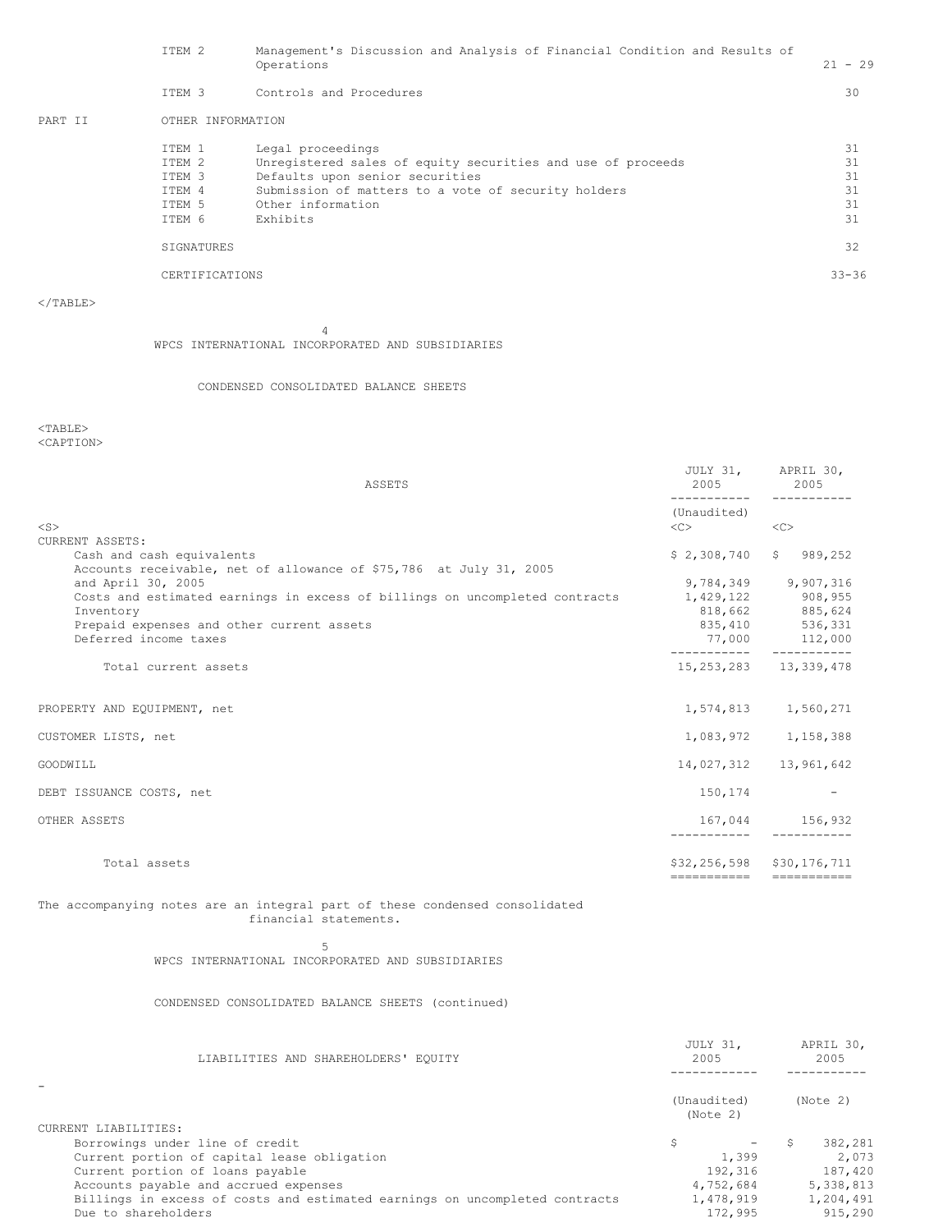| | | | |
|---|---|---|---|
| | ITEM 2 | Management's Discussion and Analysis of Financial Condition and Results of Operations | 21 - 29 |
| | ITEM 3 | Controls and Procedures | 30 |
| PART II | OTHER INFORMATION | | |
| | ITEM 1 | Legal proceedings | 31 |
| | ITEM 2 | Unregistered sales of equity securities and use of proceeds | 31 |
| | ITEM 3 | Defaults upon senior securities | 31 |
| | ITEM 4 | Submission of matters to a vote of security holders | 31 |
| | ITEM 5 | Other information | 31 |
| | ITEM 6 | Exhibits | 31 |
| | SIGNATURES | | 32 |
| | CERTIFICATIONS | | 33-36 |

WPCS INTERNATIONAL INCORPORATED AND SUBSIDIARIES

CONDENSED CONSOLIDATED BALANCE SHEETS

| ASSETS | JULY 31, 2005 | APRIL 30, 2005 |
|---|---|---|
| | (Unaudited) | |
| CURRENT ASSETS: | | |
| Cash and cash equivalents | $ 2,308,740 | $ 989,252 |
| Accounts receivable, net of allowance of $75,786 at July 31, 2005 and April 30, 2005 | 9,784,349 | 9,907,316 |
| Costs and estimated earnings in excess of billings on uncompleted contracts | 1,429,122 | 908,955 |
| Inventory | 818,662 | 885,624 |
| Prepaid expenses and other current assets | 835,410 | 536,331 |
| Deferred income taxes | 77,000 | 112,000 |
| Total current assets | 15,253,283 | 13,339,478 |
| PROPERTY AND EQUIPMENT, net | 1,574,813 | 1,560,271 |
| CUSTOMER LISTS, net | 1,083,972 | 1,158,388 |
| GOODWILL | 14,027,312 | 13,961,642 |
| DEBT ISSUANCE COSTS, net | 150,174 | - |
| OTHER ASSETS | 167,044 | 156,932 |
| Total assets | $32,256,598 | $30,176,711 |

The accompanying notes are an integral part of these condensed consolidated financial statements.

WPCS INTERNATIONAL INCORPORATED AND SUBSIDIARIES

CONDENSED CONSOLIDATED BALANCE SHEETS (continued)

| LIABILITIES AND SHAREHOLDERS' EQUITY | JULY 31, 2005 | APRIL 30, 2005 |
|---|---|---|
| | (Unaudited) (Note 2) | (Note 2) |
| CURRENT LIABILITIES: | | |
| Borrowings under line of credit | $ - | $ 382,281 |
| Current portion of capital lease obligation | 1,399 | 2,073 |
| Current portion of loans payable | 192,316 | 187,420 |
| Accounts payable and accrued expenses | 4,752,684 | 5,338,813 |
| Billings in excess of costs and estimated earnings on uncompleted contracts | 1,478,919 | 1,204,491 |
| Due to shareholders | 172,995 | 915,290 |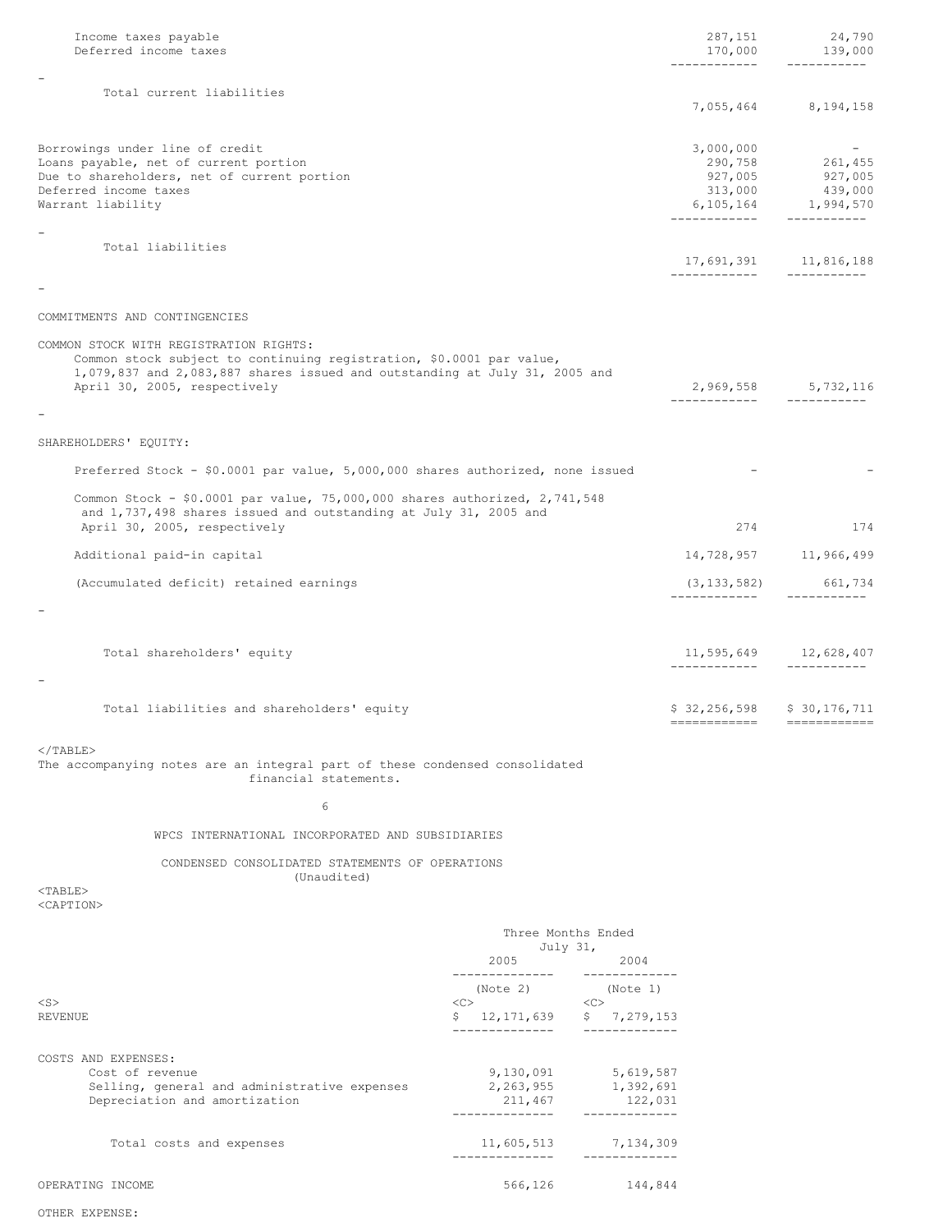| | | |
|---|---|---|
| Income taxes payable | 287,151 | 24,790 |
| Deferred income taxes | 170,000 | 139,000 |
| Total current liabilities | 7,055,464 | 8,194,158 |
| Borrowings under line of credit | 3,000,000 | - |
| Loans payable, net of current portion | 290,758 | 261,455 |
| Due to shareholders, net of current portion | 927,005 | 927,005 |
| Deferred income taxes | 313,000 | 439,000 |
| Warrant liability | 6,105,164 | 1,994,570 |
| Total liabilities | 17,691,391 | 11,816,188 |
| COMMITMENTS AND CONTINGENCIES | | |
| COMMON STOCK WITH REGISTRATION RIGHTS: | | |
| Common stock subject to continuing registration, $0.0001 par value, 1,079,837 and 2,083,887 shares issued and outstanding at July 31, 2005 and April 30, 2005, respectively | 2,969,558 | 5,732,116 |
| SHAREHOLDERS' EQUITY: | | |
| Preferred Stock - $0.0001 par value, 5,000,000 shares authorized, none issued | - | - |
| Common Stock - $0.0001 par value, 75,000,000 shares authorized, 2,741,548 and 1,737,498 shares issued and outstanding at July 31, 2005 and April 30, 2005, respectively | 274 | 174 |
| Additional paid-in capital | 14,728,957 | 11,966,499 |
| (Accumulated deficit) retained earnings | (3,133,582) | 661,734 |
| Total shareholders' equity | 11,595,649 | 12,628,407 |
| Total liabilities and shareholders' equity | $ 32,256,598 | $ 30,176,711 |

The accompanying notes are an integral part of these condensed consolidated financial statements.

WPCS INTERNATIONAL INCORPORATED AND SUBSIDIARIES

CONDENSED CONSOLIDATED STATEMENTS OF OPERATIONS
(Unaudited)

| | Three Months Ended July 31, | |
|---|---|---|
| | 2005 | 2004 |
| | (Note 2) | (Note 1) |
| REVENUE | $ 12,171,639 | $ 7,279,153 |
| COSTS AND EXPENSES: | | |
| Cost of revenue | 9,130,091 | 5,619,587 |
| Selling, general and administrative expenses | 2,263,955 | 1,392,691 |
| Depreciation and amortization | 211,467 | 122,031 |
| Total costs and expenses | 11,605,513 | 7,134,309 |
| OPERATING INCOME | 566,126 | 144,844 |
| OTHER EXPENSE: | | |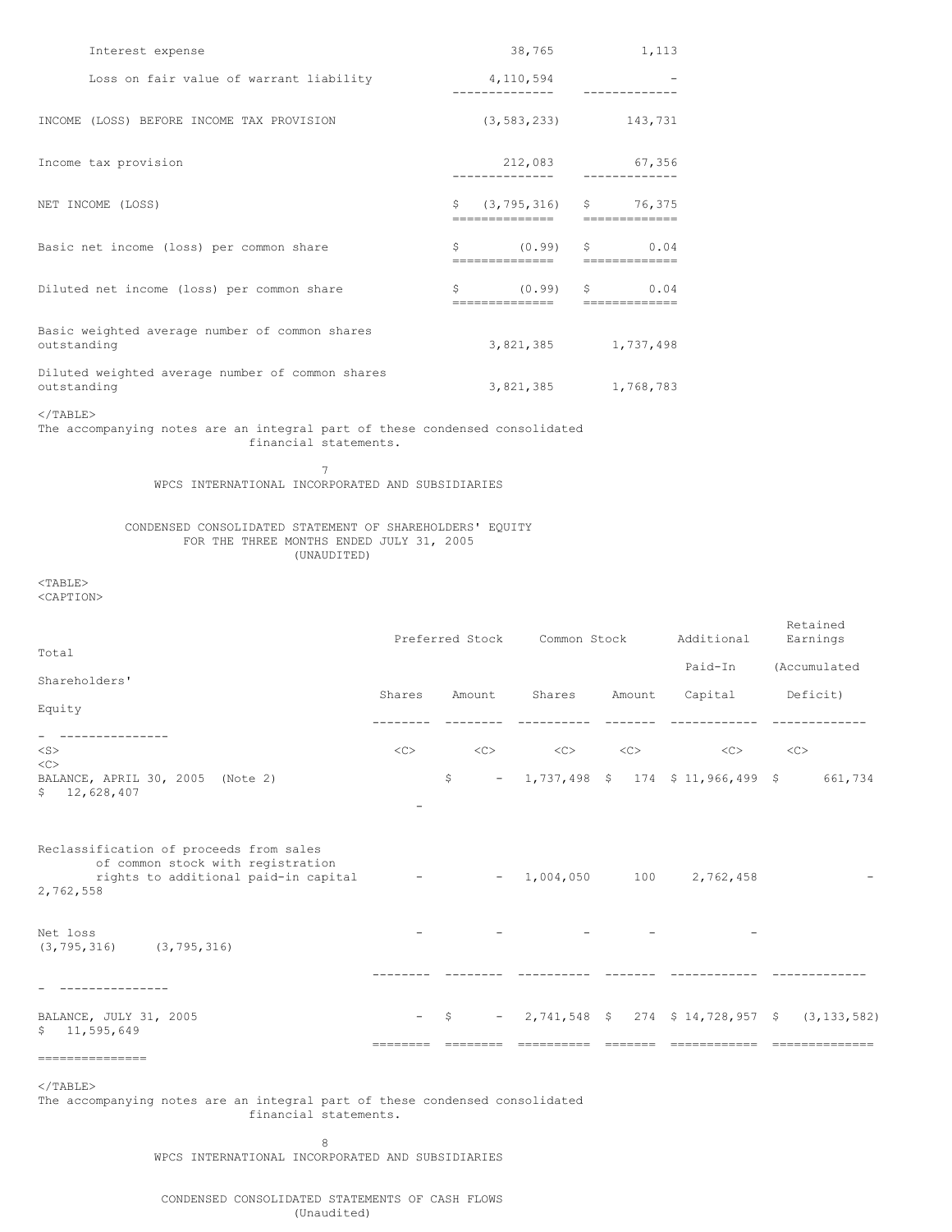| | | |
|---|---|---|
| Interest expense | 38,765 | 1,113 |
| Loss on fair value of warrant liability | 4,110,594 | - |
| INCOME (LOSS) BEFORE INCOME TAX PROVISION | (3,583,233) | 143,731 |
| Income tax provision | 212,083 | 67,356 |
| NET INCOME (LOSS) | $ (3,795,316) | $ 76,375 |
| Basic net income (loss) per common share | $ (0.99) | $ 0.04 |
| Diluted net income (loss) per common share | $ (0.99) | $ 0.04 |
| Basic weighted average number of common shares outstanding | 3,821,385 | 1,737,498 |
| Diluted weighted average number of common shares outstanding | 3,821,385 | 1,768,783 |

The accompanying notes are an integral part of these condensed consolidated financial statements.

WPCS INTERNATIONAL INCORPORATED AND SUBSIDIARIES

CONDENSED CONSOLIDATED STATEMENT OF SHAREHOLDERS' EQUITY
FOR THE THREE MONTHS ENDED JULY 31, 2005
(UNAUDITED)

| | Preferred Stock | | Common Stock | | Additional Paid-In Capital | Retained Earnings (Accumulated Deficit) | Total Shareholders' Equity |
|---|---|---|---|---|---|---|---|
| | Shares | Amount | Shares | Amount | | | |
| BALANCE, APRIL 30, 2005 (Note 2) | - | $ - | 1,737,498 | $ 174 | $ 11,966,499 | $ 661,734 | $ 12,628,407 |
| Reclassification of proceeds from sales of common stock with registration rights to additional paid-in capital | - | - | 1,004,050 | 100 | 2,762,458 | - | 2,762,558 |
| Net loss | - | - | - | - | - | (3,795,316) | (3,795,316) |
| BALANCE, JULY 31, 2005 | - | $ - | 2,741,548 | $ 274 | $ 14,728,957 | $ (3,133,582) | $ 11,595,649 |

The accompanying notes are an integral part of these condensed consolidated financial statements.

WPCS INTERNATIONAL INCORPORATED AND SUBSIDIARIES

CONDENSED CONSOLIDATED STATEMENTS OF CASH FLOWS
(Unaudited)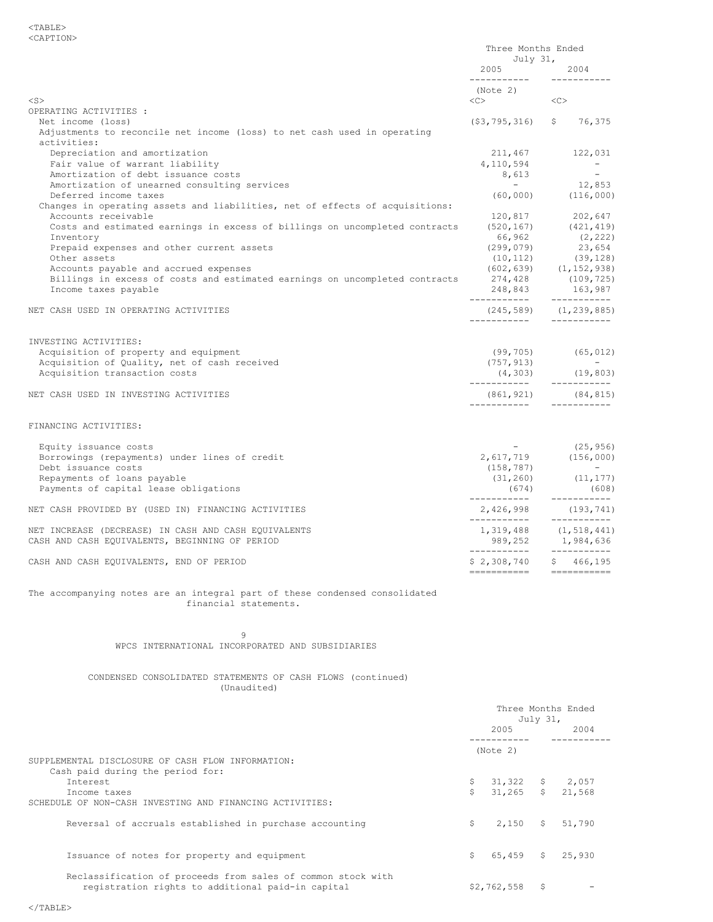| | Three Months Ended July 31, | |
|---|---|---|
| | 2005 | 2004 |
| | (Note 2) | |
| OPERATING ACTIVITIES : | | |
| Net income (loss) | ($3,795,316) | $ 76,375 |
| Adjustments to reconcile net income (loss) to net cash used in operating activities: | | |
| Depreciation and amortization | 211,467 | 122,031 |
| Fair value of warrant liability | 4,110,594 | - |
| Amortization of debt issuance costs | 8,613 | - |
| Amortization of unearned consulting services | - | 12,853 |
| Deferred income taxes | (60,000) | (116,000) |
| Changes in operating assets and liabilities, net of effects of acquisitions: | | |
| Accounts receivable | 120,817 | 202,647 |
| Costs and estimated earnings in excess of billings on uncompleted contracts | (520,167) | (421,419) |
| Inventory | 66,962 | (2,222) |
| Prepaid expenses and other current assets | (299,079) | 23,654 |
| Other assets | (10,112) | (39,128) |
| Accounts payable and accrued expenses | (602,639) | (1,152,938) |
| Billings in excess of costs and estimated earnings on uncompleted contracts | 274,428 | (109,725) |
| Income taxes payable | 248,843 | 163,987 |
| NET CASH USED IN OPERATING ACTIVITIES | (245,589) | (1,239,885) |
| INVESTING ACTIVITIES: | | |
| Acquisition of property and equipment | (99,705) | (65,012) |
| Acquisition of Quality, net of cash received | (757,913) | - |
| Acquisition transaction costs | (4,303) | (19,803) |
| NET CASH USED IN INVESTING ACTIVITIES | (861,921) | (84,815) |
| FINANCING ACTIVITIES: | | |
| Equity issuance costs | - | (25,956) |
| Borrowings (repayments) under lines of credit | 2,617,719 | (156,000) |
| Debt issuance costs | (158,787) | - |
| Repayments of loans payable | (31,260) | (11,177) |
| Payments of capital lease obligations | (674) | (608) |
| NET CASH PROVIDED BY (USED IN) FINANCING ACTIVITIES | 2,426,998 | (193,741) |
| NET INCREASE (DECREASE) IN CASH AND CASH EQUIVALENTS | 1,319,488 | (1,518,441) |
| CASH AND CASH EQUIVALENTS, BEGINNING OF PERIOD | 989,252 | 1,984,636 |
| CASH AND CASH EQUIVALENTS, END OF PERIOD | $ 2,308,740 | $ 466,195 |

The accompanying notes are an integral part of these condensed consolidated financial statements.

WPCS INTERNATIONAL INCORPORATED AND SUBSIDIARIES

CONDENSED CONSOLIDATED STATEMENTS OF CASH FLOWS (continued)
(Unaudited)

| | Three Months Ended July 31, | |
|---|---|---|
| | 2005 | 2004 |
| | (Note 2) | |
| SUPPLEMENTAL DISCLOSURE OF CASH FLOW INFORMATION: | | |
| Cash paid during the period for: | | |
| Interest | $ 31,322 | $ 2,057 |
| Income taxes | $ 31,265 | $ 21,568 |
| SCHEDULE OF NON-CASH INVESTING AND FINANCING ACTIVITIES: | | |
| Reversal of accruals established in purchase accounting | $ 2,150 | $ 51,790 |
| Issuance of notes for property and equipment | $ 65,459 | $ 25,930 |
| Reclassification of proceeds from sales of common stock with registration rights to additional paid-in capital | $2,762,558 | $ - |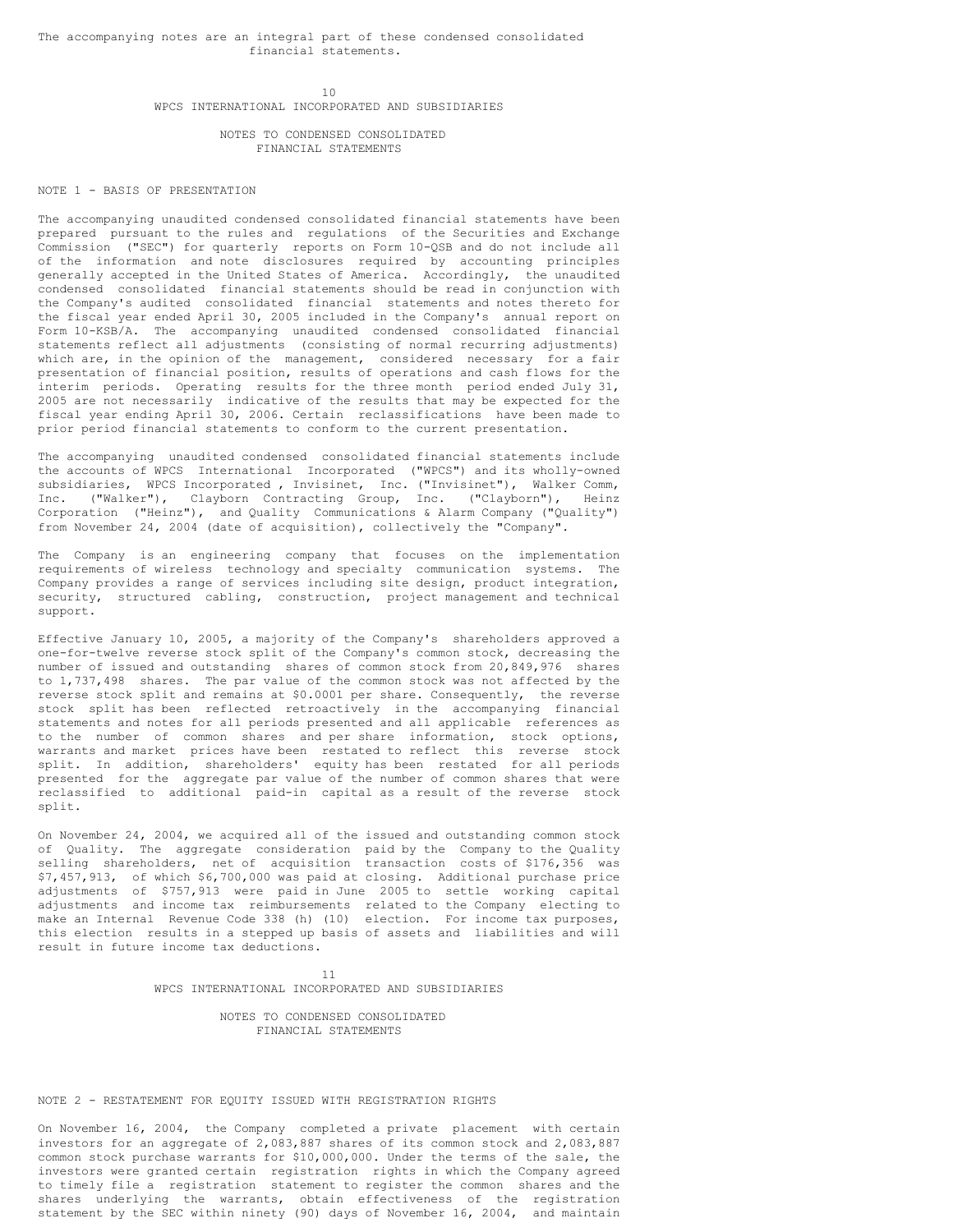The accompanying notes are an integral part of these condensed consolidated financial statements.

## WPCS INTERNATIONAL INCORPORATED AND SUBSIDIARIES

## NOTES TO CONDENSED CONSOLIDATED FINANCIAL STATEMENTS

### NOTE 1 - BASIS OF PRESENTATION

The accompanying unaudited condensed consolidated financial statements have been prepared pursuant to the rules and regulations of the Securities and Exchange Commission ("SEC") for quarterly reports on Form 10-QSB and do not include all of the information and note disclosures required by accounting principles generally accepted in the United States of America. Accordingly, the unaudited condensed consolidated financial statements should be read in conjunction with the Company's audited consolidated financial statements and notes thereto for the fiscal year ended April 30, 2005 included in the Company's annual report on Form 10-KSB/A. The accompanying unaudited condensed consolidated financial statements reflect all adjustments (consisting of normal recurring adjustments) which are, in the opinion of the management, considered necessary for a fair presentation of financial position, results of operations and cash flows for the interim periods. Operating results for the three month period ended July 31, 2005 are not necessarily indicative of the results that may be expected for the fiscal year ending April 30, 2006. Certain reclassifications have been made to prior period financial statements to conform to the current presentation.

The accompanying unaudited condensed consolidated financial statements include the accounts of WPCS International Incorporated ("WPCS") and its wholly-owned subsidiaries, WPCS Incorporated , Invisinet, Inc. ("Invisinet"), Walker Comm, Inc. ("Walker"), Clayborn Contracting Group, Inc. ("Clayborn"), Heinz Corporation ("Heinz"), and Quality Communications & Alarm Company ("Quality") from November 24, 2004 (date of acquisition), collectively the "Company".

The Company is an engineering company that focuses on the implementation requirements of wireless technology and specialty communication systems. The Company provides a range of services including site design, product integration, security, structured cabling, construction, project management and technical support.

Effective January 10, 2005, a majority of the Company's shareholders approved a one-for-twelve reverse stock split of the Company's common stock, decreasing the number of issued and outstanding shares of common stock from 20,849,976 shares to 1,737,498 shares. The par value of the common stock was not affected by the reverse stock split and remains at $0.0001 per share. Consequently, the reverse stock split has been reflected retroactively in the accompanying financial statements and notes for all periods presented and all applicable references as to the number of common shares and per share information, stock options, warrants and market prices have been restated to reflect this reverse stock split. In addition, shareholders' equity has been restated for all periods presented for the aggregate par value of the number of common shares that were reclassified to additional paid-in capital as a result of the reverse stock split.

On November 24, 2004, we acquired all of the issued and outstanding common stock of Quality. The aggregate consideration paid by the Company to the Quality selling shareholders, net of acquisition transaction costs of $176,356 was $7,457,913, of which $6,700,000 was paid at closing. Additional purchase price adjustments of $757,913 were paid in June 2005 to settle working capital adjustments and income tax reimbursements related to the Company electing to make an Internal Revenue Code 338 (h) (10) election. For income tax purposes, this election results in a stepped up basis of assets and liabilities and will result in future income tax deductions.

## WPCS INTERNATIONAL INCORPORATED AND SUBSIDIARIES

## NOTES TO CONDENSED CONSOLIDATED FINANCIAL STATEMENTS

### NOTE 2 - RESTATEMENT FOR EQUITY ISSUED WITH REGISTRATION RIGHTS

On November 16, 2004, the Company completed a private placement with certain investors for an aggregate of 2,083,887 shares of its common stock and 2,083,887 common stock purchase warrants for $10,000,000. Under the terms of the sale, the investors were granted certain registration rights in which the Company agreed to timely file a registration statement to register the common shares and the shares underlying the warrants, obtain effectiveness of the registration statement by the SEC within ninety (90) days of November 16, 2004, and maintain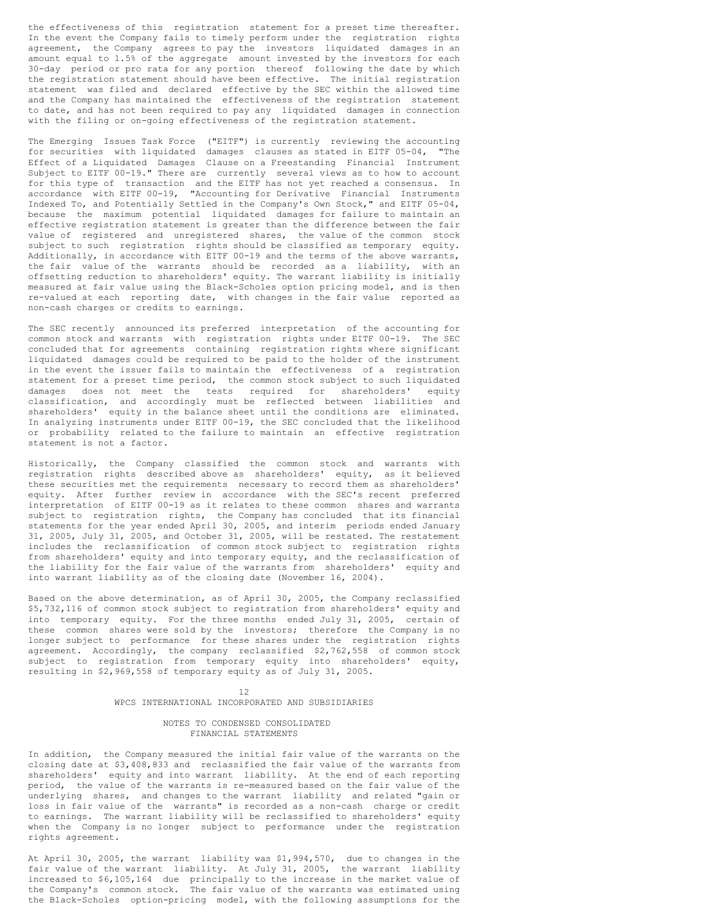the effectiveness of this registration statement for a preset time thereafter. In the event the Company fails to timely perform under the registration rights agreement, the Company agrees to pay the investors liquidated damages in an amount equal to 1.5% of the aggregate amount invested by the investors for each 30-day period or pro rata for any portion thereof following the date by which the registration statement should have been effective. The initial registration statement was filed and declared effective by the SEC within the allowed time and the Company has maintained the effectiveness of the registration statement to date, and has not been required to pay any liquidated damages in connection with the filing or on-going effectiveness of the registration statement.

The Emerging Issues Task Force ("EITF") is currently reviewing the accounting for securities with liquidated damages clauses as stated in EITF 05-04, "The Effect of a Liquidated Damages Clause on a Freestanding Financial Instrument Subject to EITF 00-19." There are currently several views as to how to account for this type of transaction and the EITF has not yet reached a consensus. In accordance with EITF 00-19, "Accounting for Derivative Financial Instruments Indexed To, and Potentially Settled in the Company's Own Stock," and EITF 05-04, because the maximum potential liquidated damages for failure to maintain an effective registration statement is greater than the difference between the fair value of registered and unregistered shares, the value of the common stock subject to such registration rights should be classified as temporary equity. Additionally, in accordance with EITF 00-19 and the terms of the above warrants, the fair value of the warrants should be recorded as a liability, with an offsetting reduction to shareholders' equity. The warrant liability is initially measured at fair value using the Black-Scholes option pricing model, and is then re-valued at each reporting date, with changes in the fair value reported as non-cash charges or credits to earnings.

The SEC recently announced its preferred interpretation of the accounting for common stock and warrants with registration rights under EITF 00-19. The SEC concluded that for agreements containing registration rights where significant liquidated damages could be required to be paid to the holder of the instrument in the event the issuer fails to maintain the effectiveness of a registration statement for a preset time period, the common stock subject to such liquidated damages does not meet the tests required for shareholders' equity classification, and accordingly must be reflected between liabilities and shareholders' equity in the balance sheet until the conditions are eliminated. In analyzing instruments under EITF 00-19, the SEC concluded that the likelihood or probability related to the failure to maintain an effective registration statement is not a factor.

Historically, the Company classified the common stock and warrants with registration rights described above as shareholders' equity, as it believed these securities met the requirements necessary to record them as shareholders' equity. After further review in accordance with the SEC's recent preferred interpretation of EITF 00-19 as it relates to these common shares and warrants subject to registration rights, the Company has concluded that its financial statements for the year ended April 30, 2005, and interim periods ended January 31, 2005, July 31, 2005, and October 31, 2005, will be restated. The restatement includes the reclassification of common stock subject to registration rights from shareholders' equity and into temporary equity, and the reclassification of the liability for the fair value of the warrants from shareholders' equity and into warrant liability as of the closing date (November 16, 2004).

Based on the above determination, as of April 30, 2005, the Company reclassified $5,732,116 of common stock subject to registration from shareholders' equity and into temporary equity. For the three months ended July 31, 2005, certain of these common shares were sold by the investors; therefore the Company is no longer subject to performance for these shares under the registration rights agreement. Accordingly, the company reclassified $2,762,558 of common stock subject to registration from temporary equity into shareholders' equity, resulting in $2,969,558 of temporary equity as of July 31, 2005.

WPCS INTERNATIONAL INCORPORATED AND SUBSIDIARIES

NOTES TO CONDENSED CONSOLIDATED FINANCIAL STATEMENTS

In addition, the Company measured the initial fair value of the warrants on the closing date at $3,408,833 and reclassified the fair value of the warrants from shareholders' equity and into warrant liability. At the end of each reporting period, the value of the warrants is re-measured based on the fair value of the underlying shares, and changes to the warrant liability and related "gain or loss in fair value of the warrants" is recorded as a non-cash charge or credit to earnings. The warrant liability will be reclassified to shareholders' equity when the Company is no longer subject to performance under the registration rights agreement.

At April 30, 2005, the warrant liability was $1,994,570, due to changes in the fair value of the warrant liability. At July 31, 2005, the warrant liability increased to $6,105,164 due principally to the increase in the market value of the Company's common stock. The fair value of the warrants was estimated using the Black-Scholes option-pricing model, with the following assumptions for the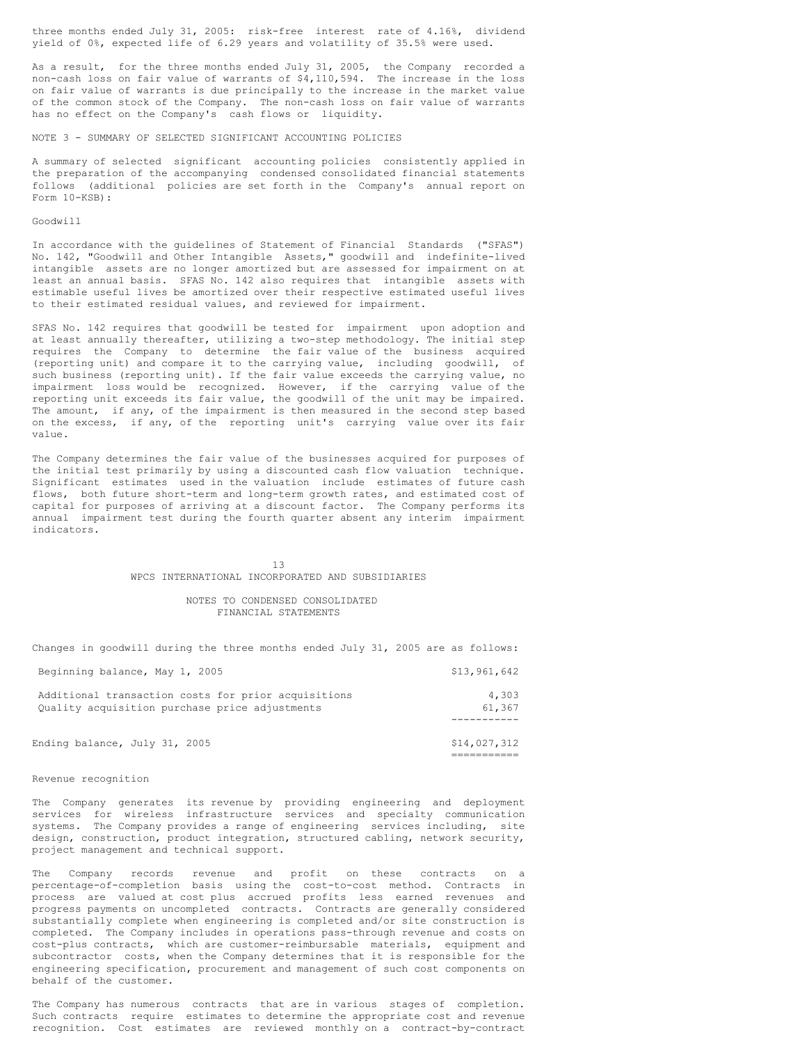three months ended July 31, 2005: risk-free interest rate of 4.16%, dividend yield of 0%, expected life of 6.29 years and volatility of 35.5% were used.

As a result, for the three months ended July 31, 2005, the Company recorded a non-cash loss on fair value of warrants of $4,110,594. The increase in the loss on fair value of warrants is due principally to the increase in the market value of the common stock of the Company. The non-cash loss on fair value of warrants has no effect on the Company's cash flows or liquidity.

NOTE 3 - SUMMARY OF SELECTED SIGNIFICANT ACCOUNTING POLICIES

A summary of selected significant accounting policies consistently applied in the preparation of the accompanying condensed consolidated financial statements follows (additional policies are set forth in the Company's annual report on Form 10-KSB):

Goodwill

In accordance with the guidelines of Statement of Financial Standards ("SFAS") No. 142, "Goodwill and Other Intangible Assets," goodwill and indefinite-lived intangible assets are no longer amortized but are assessed for impairment on at least an annual basis. SFAS No. 142 also requires that intangible assets with estimable useful lives be amortized over their respective estimated useful lives to their estimated residual values, and reviewed for impairment.

SFAS No. 142 requires that goodwill be tested for impairment upon adoption and at least annually thereafter, utilizing a two-step methodology. The initial step requires the Company to determine the fair value of the business acquired (reporting unit) and compare it to the carrying value, including goodwill, of such business (reporting unit). If the fair value exceeds the carrying value, no impairment loss would be recognized. However, if the carrying value of the reporting unit exceeds its fair value, the goodwill of the unit may be impaired. The amount, if any, of the impairment is then measured in the second step based on the excess, if any, of the reporting unit's carrying value over its fair value.

The Company determines the fair value of the businesses acquired for purposes of the initial test primarily by using a discounted cash flow valuation technique. Significant estimates used in the valuation include estimates of future cash flows, both future short-term and long-term growth rates, and estimated cost of capital for purposes of arriving at a discount factor. The Company performs its annual impairment test during the fourth quarter absent any interim impairment indicators.

WPCS INTERNATIONAL INCORPORATED AND SUBSIDIARIES

NOTES TO CONDENSED CONSOLIDATED FINANCIAL STATEMENTS

Changes in goodwill during the three months ended July 31, 2005 are as follows:

| | |
|---|---|
| Beginning balance, May 1, 2005 | $13,961,642 |
| Additional transaction costs for prior acquisitions | 4,303 |
| Quality acquisition purchase price adjustments | 61,367 |
| Ending balance, July 31, 2005 | $14,027,312 |

Revenue recognition

The Company generates its revenue by providing engineering and deployment services for wireless infrastructure services and specialty communication systems. The Company provides a range of engineering services including, site design, construction, product integration, structured cabling, network security, project management and technical support.

The Company records revenue and profit on these contracts on a percentage-of-completion basis using the cost-to-cost method. Contracts in process are valued at cost plus accrued profits less earned revenues and progress payments on uncompleted contracts. Contracts are generally considered substantially complete when engineering is completed and/or site construction is completed. The Company includes in operations pass-through revenue and costs on cost-plus contracts, which are customer-reimbursable materials, equipment and subcontractor costs, when the Company determines that it is responsible for the engineering specification, procurement and management of such cost components on behalf of the customer.

The Company has numerous contracts that are in various stages of completion. Such contracts require estimates to determine the appropriate cost and revenue recognition. Cost estimates are reviewed monthly on a contract-by-contract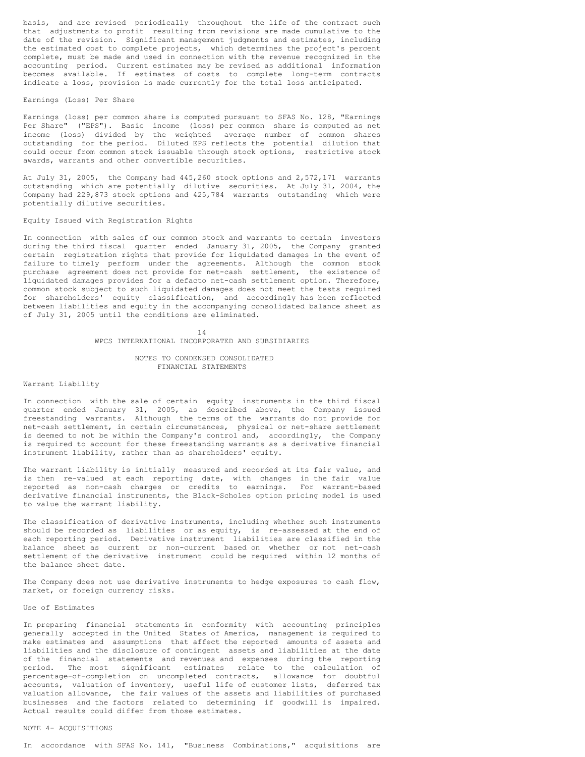basis, and are revised periodically throughout the life of the contract such that adjustments to profit resulting from revisions are made cumulative to the date of the revision. Significant management judgments and estimates, including the estimated cost to complete projects, which determines the project's percent complete, must be made and used in connection with the revenue recognized in the accounting period. Current estimates may be revised as additional information becomes available. If estimates of costs to complete long-term contracts indicate a loss, provision is made currently for the total loss anticipated.

Earnings (Loss) Per Share

Earnings (loss) per common share is computed pursuant to SFAS No. 128, "Earnings Per Share" ("EPS"). Basic income (loss) per common share is computed as net income (loss) divided by the weighted average number of common shares outstanding for the period. Diluted EPS reflects the potential dilution that could occur from common stock issuable through stock options, restrictive stock awards, warrants and other convertible securities.

At July 31, 2005, the Company had 445,260 stock options and 2,572,171 warrants outstanding which are potentially dilutive securities. At July 31, 2004, the Company had 229,873 stock options and 425,784 warrants outstanding which were potentially dilutive securities.

Equity Issued with Registration Rights

In connection with sales of our common stock and warrants to certain investors during the third fiscal quarter ended January 31, 2005, the Company granted certain registration rights that provide for liquidated damages in the event of failure to timely perform under the agreements. Although the common stock purchase agreement does not provide for net-cash settlement, the existence of liquidated damages provides for a defacto net-cash settlement option. Therefore, common stock subject to such liquidated damages does not meet the tests required for shareholders' equity classification, and accordingly has been reflected between liabilities and equity in the accompanying consolidated balance sheet as of July 31, 2005 until the conditions are eliminated.

WPCS INTERNATIONAL INCORPORATED AND SUBSIDIARIES

NOTES TO CONDENSED CONSOLIDATED FINANCIAL STATEMENTS

Warrant Liability

In connection with the sale of certain equity instruments in the third fiscal quarter ended January 31, 2005, as described above, the Company issued freestanding warrants. Although the terms of the warrants do not provide for net-cash settlement, in certain circumstances, physical or net-share settlement is deemed to not be within the Company's control and, accordingly, the Company is required to account for these freestanding warrants as a derivative financial instrument liability, rather than as shareholders' equity.

The warrant liability is initially measured and recorded at its fair value, and is then re-valued at each reporting date, with changes in the fair value reported as non-cash charges or credits to earnings. For warrant-based derivative financial instruments, the Black-Scholes option pricing model is used to value the warrant liability.

The classification of derivative instruments, including whether such instruments should be recorded as liabilities or as equity, is re-assessed at the end of each reporting period. Derivative instrument liabilities are classified in the balance sheet as current or non-current based on whether or not net-cash settlement of the derivative instrument could be required within 12 months of the balance sheet date.

The Company does not use derivative instruments to hedge exposures to cash flow, market, or foreign currency risks.

Use of Estimates

In preparing financial statements in conformity with accounting principles generally accepted in the United States of America, management is required to make estimates and assumptions that affect the reported amounts of assets and liabilities and the disclosure of contingent assets and liabilities at the date of the financial statements and revenues and expenses during the reporting period. The most significant estimates relate to the calculation of percentage-of-completion on uncompleted contracts, allowance for doubtful accounts, valuation of inventory, useful life of customer lists, deferred tax valuation allowance, the fair values of the assets and liabilities of purchased businesses and the factors related to determining if goodwill is impaired. Actual results could differ from those estimates.

NOTE 4- ACQUISITIONS

In accordance with SFAS No. 141, "Business Combinations," acquisitions are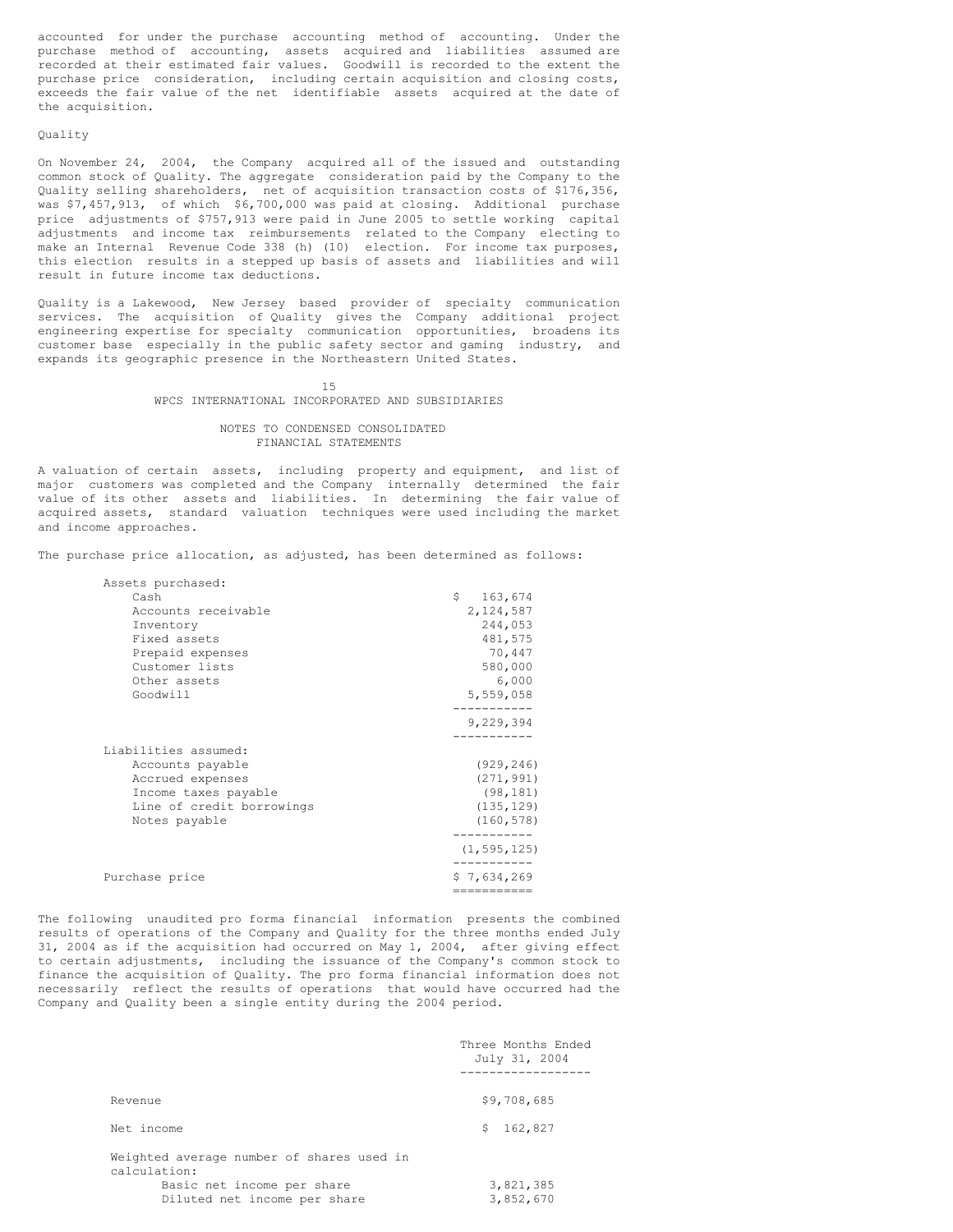accounted for under the purchase accounting method of accounting. Under the purchase method of accounting, assets acquired and liabilities assumed are recorded at their estimated fair values. Goodwill is recorded to the extent the purchase price consideration, including certain acquisition and closing costs, exceeds the fair value of the net identifiable assets acquired at the date of the acquisition.

Quality

On November 24, 2004, the Company acquired all of the issued and outstanding common stock of Quality. The aggregate consideration paid by the Company to the Quality selling shareholders, net of acquisition transaction costs of $176,356, was $7,457,913, of which $6,700,000 was paid at closing. Additional purchase price adjustments of $757,913 were paid in June 2005 to settle working capital adjustments and income tax reimbursements related to the Company electing to make an Internal Revenue Code 338 (h) (10) election. For income tax purposes, this election results in a stepped up basis of assets and liabilities and will result in future income tax deductions.

Quality is a Lakewood, New Jersey based provider of specialty communication services. The acquisition of Quality gives the Company additional project engineering expertise for specialty communication opportunities, broadens its customer base especially in the public safety sector and gaming industry, and expands its geographic presence in the Northeastern United States.

WPCS INTERNATIONAL INCORPORATED AND SUBSIDIARIES

NOTES TO CONDENSED CONSOLIDATED FINANCIAL STATEMENTS

A valuation of certain assets, including property and equipment, and list of major customers was completed and the Company internally determined the fair value of its other assets and liabilities. In determining the fair value of acquired assets, standard valuation techniques were used including the market and income approaches.

The purchase price allocation, as adjusted, has been determined as follows:

| | |
|---|---|
| Assets purchased: | |
| Cash | $ 163,674 |
| Accounts receivable | 2,124,587 |
| Inventory | 244,053 |
| Fixed assets | 481,575 |
| Prepaid expenses | 70,447 |
| Customer lists | 580,000 |
| Other assets | 6,000 |
| Goodwill | 5,559,058 |
| | 9,229,394 |
| Liabilities assumed: | |
| Accounts payable | (929,246) |
| Accrued expenses | (271,991) |
| Income taxes payable | (98,181) |
| Line of credit borrowings | (135,129) |
| Notes payable | (160,578) |
| | (1,595,125) |
| Purchase price | $ 7,634,269 |

The following unaudited pro forma financial information presents the combined results of operations of the Company and Quality for the three months ended July 31, 2004 as if the acquisition had occurred on May 1, 2004, after giving effect to certain adjustments, including the issuance of the Company's common stock to finance the acquisition of Quality. The pro forma financial information does not necessarily reflect the results of operations that would have occurred had the Company and Quality been a single entity during the 2004 period.

| | Three Months Ended July 31, 2004 |
|---|---|
| Revenue | $9,708,685 |
| Net income | $ 162,827 |
| Weighted average number of shares used in calculation: | |
| Basic net income per share | 3,821,385 |
| Diluted net income per share | 3,852,670 |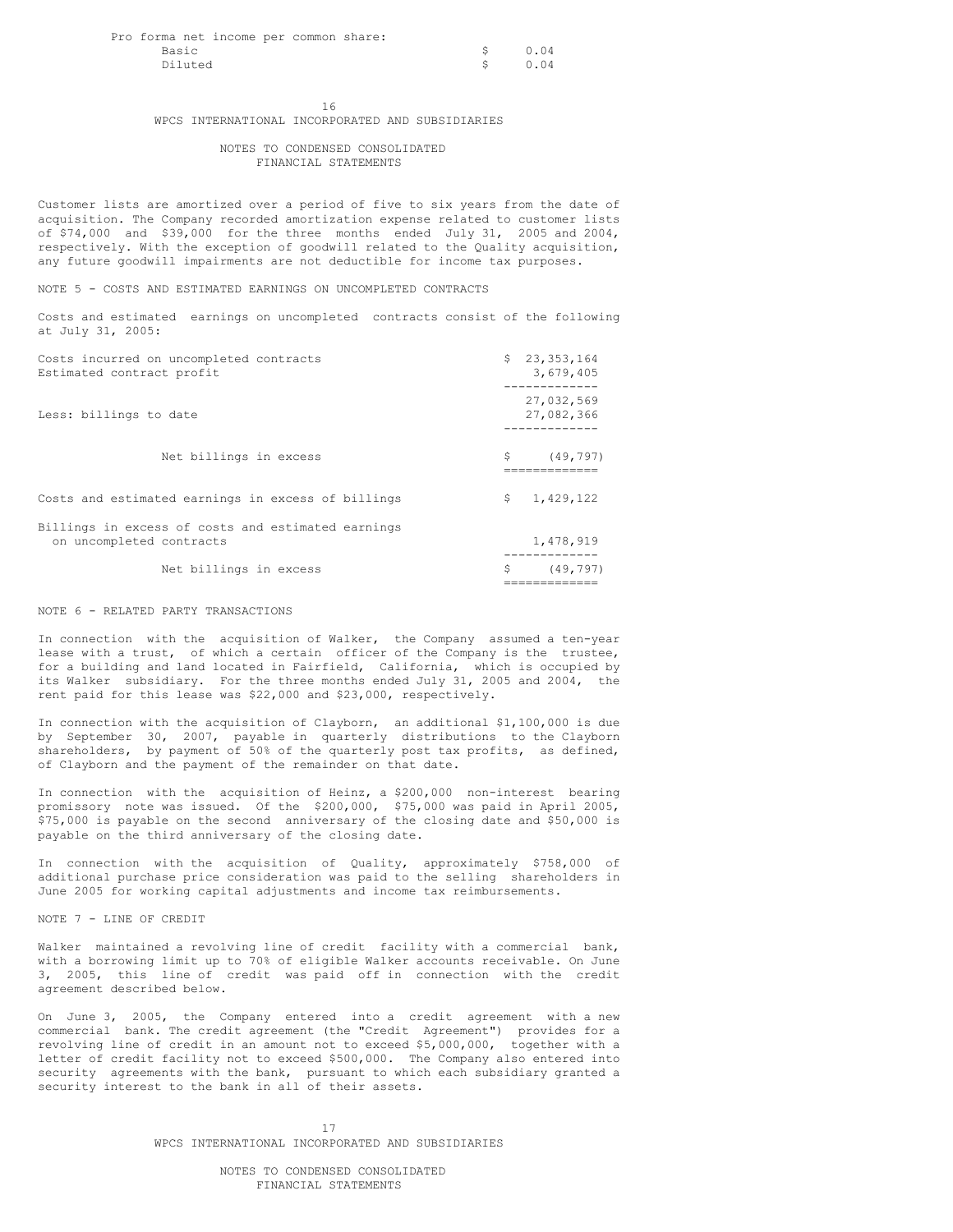| Pro forma net income per common share: | |
|---|---|
| Basic | $ 0.04 |
| Diluted | $ 0.04 |

Customer lists are amortized over a period of five to six years from the date of acquisition. The Company recorded amortization expense related to customer lists of $74,000 and $39,000 for the three months ended July 31, 2005 and 2004, respectively. With the exception of goodwill related to the Quality acquisition, any future goodwill impairments are not deductible for income tax purposes.

NOTE 5 - COSTS AND ESTIMATED EARNINGS ON UNCOMPLETED CONTRACTS

Costs and estimated earnings on uncompleted contracts consist of the following at July 31, 2005:

| | |
|---|---|
| Costs incurred on uncompleted contracts | $ 23,353,164 |
| Estimated contract profit | 3,679,405 |
| | 27,032,569 |
| Less: billings to date | 27,082,366 |
| Net billings in excess | $ (49,797) |
| Costs and estimated earnings in excess of billings | $ 1,429,122 |
| Billings in excess of costs and estimated earnings on uncompleted contracts | 1,478,919 |
| Net billings in excess | $ (49,797) |

NOTE 6 - RELATED PARTY TRANSACTIONS

In connection with the acquisition of Walker, the Company assumed a ten-year lease with a trust, of which a certain officer of the Company is the trustee, for a building and land located in Fairfield, California, which is occupied by its Walker subsidiary. For the three months ended July 31, 2005 and 2004, the rent paid for this lease was $22,000 and $23,000, respectively.

In connection with the acquisition of Clayborn, an additional $1,100,000 is due by September 30, 2007, payable in quarterly distributions to the Clayborn shareholders, by payment of 50% of the quarterly post tax profits, as defined, of Clayborn and the payment of the remainder on that date.

In connection with the acquisition of Heinz, a $200,000 non-interest bearing promissory note was issued. Of the $200,000, $75,000 was paid in April 2005, $75,000 is payable on the second anniversary of the closing date and $50,000 is payable on the third anniversary of the closing date.

In connection with the acquisition of Quality, approximately $758,000 of additional purchase price consideration was paid to the selling shareholders in June 2005 for working capital adjustments and income tax reimbursements.

NOTE 7 - LINE OF CREDIT

Walker maintained a revolving line of credit facility with a commercial bank, with a borrowing limit up to 70% of eligible Walker accounts receivable. On June 3, 2005, this line of credit was paid off in connection with the credit agreement described below.

On June 3, 2005, the Company entered into a credit agreement with a new commercial bank. The credit agreement (the "Credit Agreement") provides for a revolving line of credit in an amount not to exceed $5,000,000, together with a letter of credit facility not to exceed $500,000. The Company also entered into security agreements with the bank, pursuant to which each subsidiary granted a security interest to the bank in all of their assets.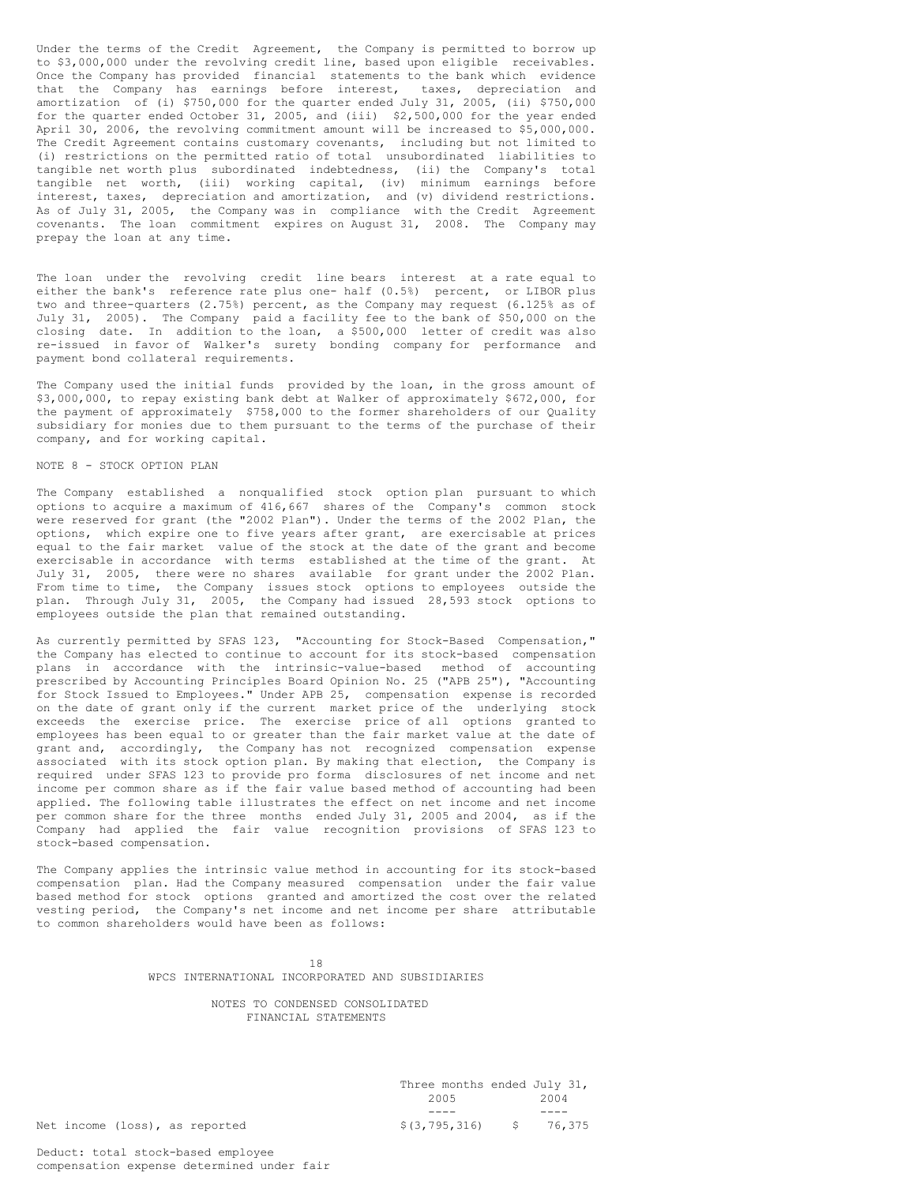Under the terms of the Credit Agreement, the Company is permitted to borrow up to $3,000,000 under the revolving credit line, based upon eligible receivables. Once the Company has provided financial statements to the bank which evidence that the Company has earnings before interest, taxes, depreciation and amortization of (i) $750,000 for the quarter ended July 31, 2005, (ii) $750,000 for the quarter ended October 31, 2005, and (iii) $2,500,000 for the year ended April 30, 2006, the revolving commitment amount will be increased to $5,000,000. The Credit Agreement contains customary covenants, including but not limited to (i) restrictions on the permitted ratio of total unsubordinated liabilities to tangible net worth plus subordinated indebtedness, (ii) the Company's total tangible net worth, (iii) working capital, (iv) minimum earnings before interest, taxes, depreciation and amortization, and (v) dividend restrictions. As of July 31, 2005, the Company was in compliance with the Credit Agreement covenants. The loan commitment expires on August 31, 2008. The Company may prepay the loan at any time.

The loan under the revolving credit line bears interest at a rate equal to either the bank's reference rate plus one- half (0.5%) percent, or LIBOR plus two and three-quarters (2.75%) percent, as the Company may request (6.125% as of July 31, 2005). The Company paid a facility fee to the bank of $50,000 on the closing date. In addition to the loan, a $500,000 letter of credit was also re-issued in favor of Walker's surety bonding company for performance and payment bond collateral requirements.

The Company used the initial funds provided by the loan, in the gross amount of $3,000,000, to repay existing bank debt at Walker of approximately $672,000, for the payment of approximately $758,000 to the former shareholders of our Quality subsidiary for monies due to them pursuant to the terms of the purchase of their company, and for working capital.

NOTE 8 - STOCK OPTION PLAN

The Company established a nonqualified stock option plan pursuant to which options to acquire a maximum of 416,667 shares of the Company's common stock were reserved for grant (the "2002 Plan"). Under the terms of the 2002 Plan, the options, which expire one to five years after grant, are exercisable at prices equal to the fair market value of the stock at the date of the grant and become exercisable in accordance with terms established at the time of the grant. At July 31, 2005, there were no shares available for grant under the 2002 Plan. From time to time, the Company issues stock options to employees outside the plan. Through July 31, 2005, the Company had issued 28,593 stock options to employees outside the plan that remained outstanding.

As currently permitted by SFAS 123, "Accounting for Stock-Based Compensation," the Company has elected to continue to account for its stock-based compensation plans in accordance with the intrinsic-value-based method of accounting prescribed by Accounting Principles Board Opinion No. 25 ("APB 25"), "Accounting for Stock Issued to Employees." Under APB 25, compensation expense is recorded on the date of grant only if the current market price of the underlying stock exceeds the exercise price. The exercise price of all options granted to employees has been equal to or greater than the fair market value at the date of grant and, accordingly, the Company has not recognized compensation expense associated with its stock option plan. By making that election, the Company is required under SFAS 123 to provide pro forma disclosures of net income and net income per common share as if the fair value based method of accounting had been applied. The following table illustrates the effect on net income and net income per common share for the three months ended July 31, 2005 and 2004, as if the Company had applied the fair value recognition provisions of SFAS 123 to stock-based compensation.

The Company applies the intrinsic value method in accounting for its stock-based compensation plan. Had the Company measured compensation under the fair value based method for stock options granted and amortized the cost over the related vesting period, the Company's net income and net income per share attributable to common shareholders would have been as follows:

WPCS INTERNATIONAL INCORPORATED AND SUBSIDIARIES

NOTES TO CONDENSED CONSOLIDATED FINANCIAL STATEMENTS

| | Three months ended July 31, 2005 | 2004 |
|---|---|---|
| Net income (loss), as reported | $(3,795,316) | $ 76,375 |
| Deduct: total stock-based employee compensation expense determined under fair | | |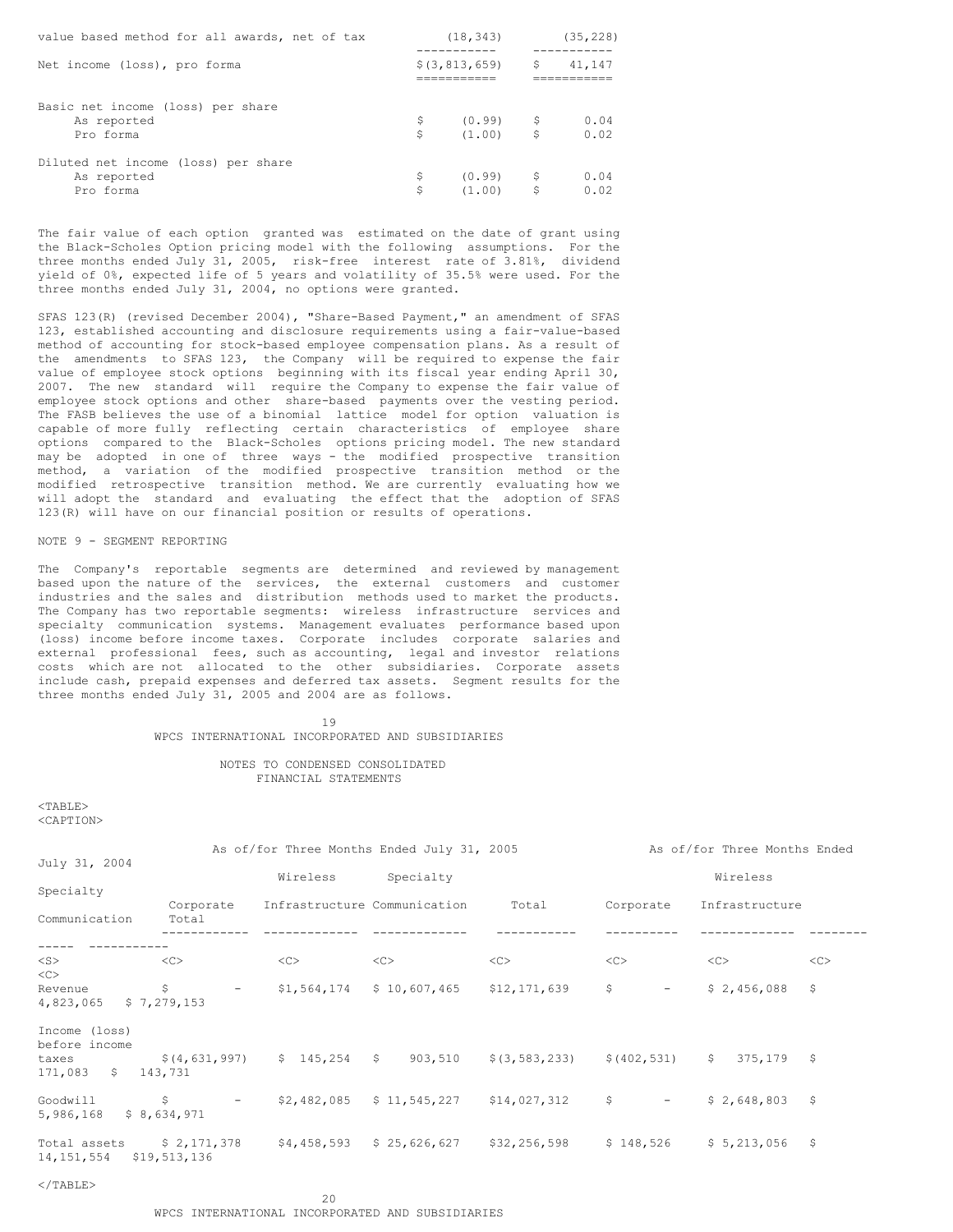| | | |
|---|---|---|
| value based method for all awards, net of tax | (18,343) | (35,228) |
| Net income (loss), pro forma | $(3,813,659) | $ 41,147 |
| Basic net income (loss) per share | | |
| As reported | $ (0.99) | $ 0.04 |
| Pro forma | $ (1.00) | $ 0.02 |
| Diluted net income (loss) per share | | |
| As reported | $ (0.99) | $ 0.04 |
| Pro forma | $ (1.00) | $ 0.02 |

The fair value of each option granted was estimated on the date of grant using the Black-Scholes Option pricing model with the following assumptions. For the three months ended July 31, 2005, risk-free interest rate of 3.81%, dividend yield of 0%, expected life of 5 years and volatility of 35.5% were used. For the three months ended July 31, 2004, no options were granted.

SFAS 123(R) (revised December 2004), "Share-Based Payment," an amendment of SFAS 123, established accounting and disclosure requirements using a fair-value-based method of accounting for stock-based employee compensation plans. As a result of the amendments to SFAS 123, the Company will be required to expense the fair value of employee stock options beginning with its fiscal year ending April 30, 2007. The new standard will require the Company to expense the fair value of employee stock options and other share-based payments over the vesting period. The FASB believes the use of a binomial lattice model for option valuation is capable of more fully reflecting certain characteristics of employee share options compared to the Black-Scholes options pricing model. The new standard may be adopted in one of three ways - the modified prospective transition method, a variation of the modified prospective transition method or the modified retrospective transition method. We are currently evaluating how we will adopt the standard and evaluating the effect that the adoption of SFAS 123(R) will have on our financial position or results of operations.

NOTE 9 - SEGMENT REPORTING

The Company's reportable segments are determined and reviewed by management based upon the nature of the services, the external customers and customer industries and the sales and distribution methods used to market the products. The Company has two reportable segments: wireless infrastructure services and specialty communication systems. Management evaluates performance based upon (loss) income before income taxes. Corporate includes corporate salaries and external professional fees, such as accounting, legal and investor relations costs which are not allocated to the other subsidiaries. Corporate assets include cash, prepaid expenses and deferred tax assets. Segment results for the three months ended July 31, 2005 and 2004 are as follows.

WPCS INTERNATIONAL INCORPORATED AND SUBSIDIARIES

NOTES TO CONDENSED CONSOLIDATED FINANCIAL STATEMENTS

| | As of/for Three Months Ended July 31, 2005 | | | | As of/for Three Months Ended July 31, 2004 | | | |
|---|---|---|---|---|---|---|---|---|
| | Corporate | Wireless Infrastructure | Specialty Communication | Total | Corporate | Wireless Infrastructure | Specialty Communication | Total |
| Revenue | $ - | $1,564,174 | $ 10,607,465 | $12,171,639 | $ - | $ 2,456,088 | $ 4,823,065 | $ 7,279,153 |
| Income (loss) before income taxes | $(4,631,997) | $ 145,254 | $ 903,510 | $(3,583,233) | $(402,531) | $ 375,179 | $ 171,083 | $ 143,731 |
| Goodwill | $ - | $2,482,085 | $ 11,545,227 | $14,027,312 | $ - | $ 2,648,803 | $ 5,986,168 | $ 8,634,971 |
| Total assets | $ 2,171,378 | $4,458,593 | $ 25,626,627 | $32,256,598 | $ 148,526 | $ 5,213,056 | $ 14,151,554 | $19,513,136 |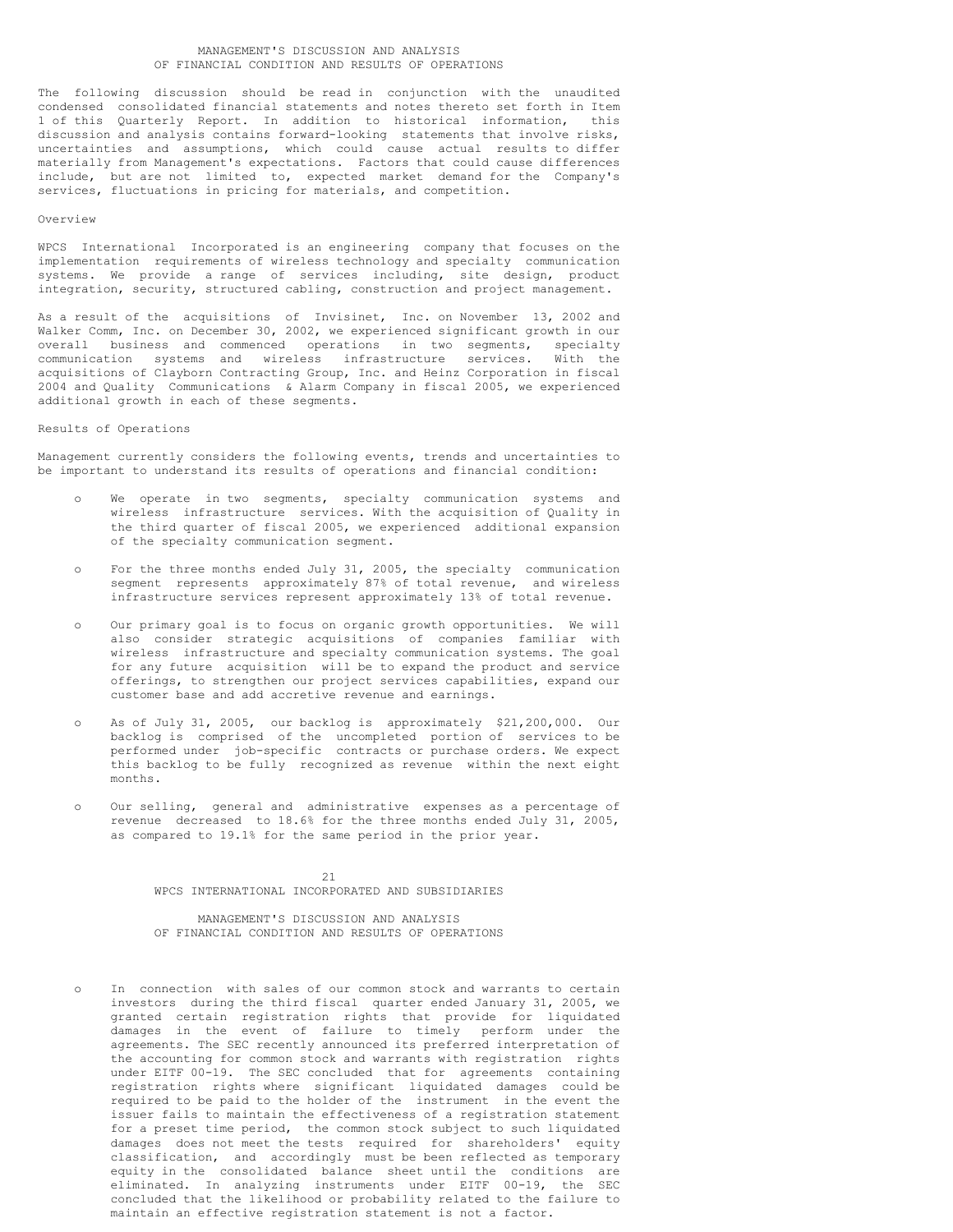# MANAGEMENT'S DISCUSSION AND ANALYSIS OF FINANCIAL CONDITION AND RESULTS OF OPERATIONS

The following discussion should be read in conjunction with the unaudited condensed consolidated financial statements and notes thereto set forth in Item 1 of this Quarterly Report. In addition to historical information, this discussion and analysis contains forward-looking statements that involve risks, uncertainties and assumptions, which could cause actual results to differ materially from Management's expectations. Factors that could cause differences include, but are not limited to, expected market demand for the Company's services, fluctuations in pricing for materials, and competition.

## Overview

WPCS International Incorporated is an engineering company that focuses on the implementation requirements of wireless technology and specialty communication systems. We provide a range of services including, site design, product integration, security, structured cabling, construction and project management.

As a result of the acquisitions of Invisinet, Inc. on November 13, 2002 and Walker Comm, Inc. on December 30, 2002, we experienced significant growth in our overall business and commenced operations in two segments, specialty communication systems and wireless infrastructure services. With the acquisitions of Clayborn Contracting Group, Inc. and Heinz Corporation in fiscal 2004 and Quality Communications & Alarm Company in fiscal 2005, we experienced additional growth in each of these segments.

## Results of Operations

Management currently considers the following events, trends and uncertainties to be important to understand its results of operations and financial condition:

- We operate in two segments, specialty communication systems and wireless infrastructure services. With the acquisition of Quality in the third quarter of fiscal 2005, we experienced additional expansion of the specialty communication segment.

- For the three months ended July 31, 2005, the specialty communication segment represents approximately 87% of total revenue, and wireless infrastructure services represent approximately 13% of total revenue.

- Our primary goal is to focus on organic growth opportunities. We will also consider strategic acquisitions of companies familiar with wireless infrastructure and specialty communication systems. The goal for any future acquisition will be to expand the product and service offerings, to strengthen our project services capabilities, expand our customer base and add accretive revenue and earnings.

- As of July 31, 2005, our backlog is approximately $21,200,000. Our backlog is comprised of the uncompleted portion of services to be performed under job-specific contracts or purchase orders. We expect this backlog to be fully recognized as revenue within the next eight months.

- Our selling, general and administrative expenses as a percentage of revenue decreased to 18.6% for the three months ended July 31, 2005, as compared to 19.1% for the same period in the prior year.

- In connection with sales of our common stock and warrants to certain investors during the third fiscal quarter ended January 31, 2005, we granted certain registration rights that provide for liquidated damages in the event of failure to timely perform under the agreements. The SEC recently announced its preferred interpretation of the accounting for common stock and warrants with registration rights under EITF 00-19. The SEC concluded that for agreements containing registration rights where significant liquidated damages could be required to be paid to the holder of the instrument in the event the issuer fails to maintain the effectiveness of a registration statement for a preset time period, the common stock subject to such liquidated damages does not meet the tests required for shareholders' equity classification, and accordingly must be been reflected as temporary equity in the consolidated balance sheet until the conditions are eliminated. In analyzing instruments under EITF 00-19, the SEC concluded that the likelihood or probability related to the failure to maintain an effective registration statement is not a factor.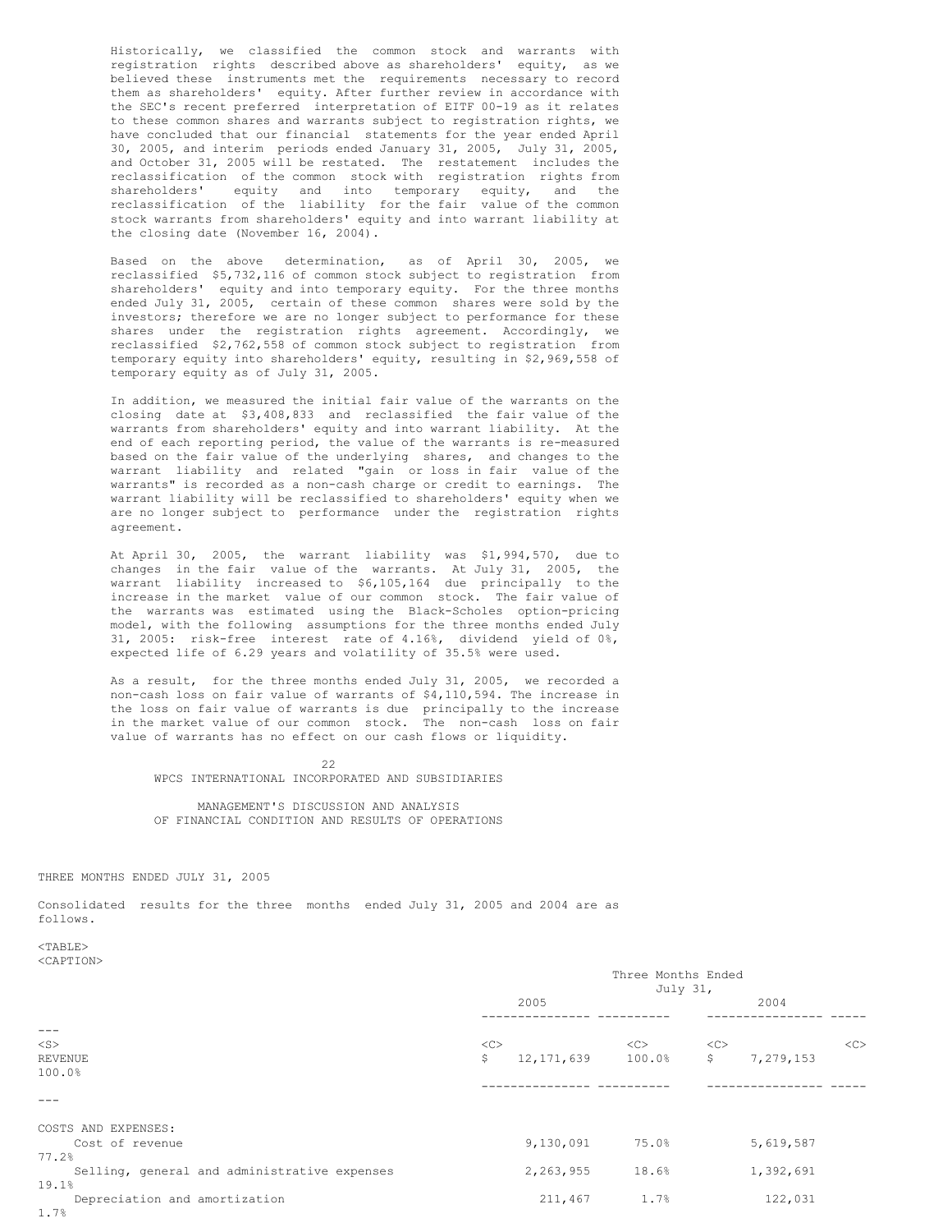Historically, we classified the common stock and warrants with registration rights described above as shareholders' equity, as we believed these instruments met the requirements necessary to record them as shareholders' equity. After further review in accordance with the SEC's recent preferred interpretation of EITF 00-19 as it relates to these common shares and warrants subject to registration rights, we have concluded that our financial statements for the year ended April 30, 2005, and interim periods ended January 31, 2005, July 31, 2005, and October 31, 2005 will be restated. The restatement includes the reclassification of the common stock with registration rights from shareholders' equity and into temporary equity, and the reclassification of the liability for the fair value of the common stock warrants from shareholders' equity and into warrant liability at the closing date (November 16, 2004).

Based on the above determination, as of April 30, 2005, we reclassified $5,732,116 of common stock subject to registration from shareholders' equity and into temporary equity. For the three months ended July 31, 2005, certain of these common shares were sold by the investors; therefore we are no longer subject to performance for these shares under the registration rights agreement. Accordingly, we reclassified $2,762,558 of common stock subject to registration from temporary equity into shareholders' equity, resulting in $2,969,558 of temporary equity as of July 31, 2005.

In addition, we measured the initial fair value of the warrants on the closing date at $3,408,833 and reclassified the fair value of the warrants from shareholders' equity and into warrant liability. At the end of each reporting period, the value of the warrants is re-measured based on the fair value of the underlying shares, and changes to the warrant liability and related "gain or loss in fair value of the warrants" is recorded as a non-cash charge or credit to earnings. The warrant liability will be reclassified to shareholders' equity when we are no longer subject to performance under the registration rights agreement.

At April 30, 2005, the warrant liability was $1,994,570, due to changes in the fair value of the warrants. At July 31, 2005, the warrant liability increased to $6,105,164 due principally to the increase in the market value of our common stock. The fair value of the warrants was estimated using the Black-Scholes option-pricing model, with the following assumptions for the three months ended July 31, 2005: risk-free interest rate of 4.16%, dividend yield of 0%, expected life of 6.29 years and volatility of 35.5% were used.

As a result, for the three months ended July 31, 2005, we recorded a non-cash loss on fair value of warrants of $4,110,594. The increase in the loss on fair value of warrants is due principally to the increase in the market value of our common stock. The non-cash loss on fair value of warrants has no effect on our cash flows or liquidity.

WPCS INTERNATIONAL INCORPORATED AND SUBSIDIARIES

MANAGEMENT'S DISCUSSION AND ANALYSIS OF FINANCIAL CONDITION AND RESULTS OF OPERATIONS

THREE MONTHS ENDED JULY 31, 2005

Consolidated results for the three months ended July 31, 2005 and 2004 are as follows.

| | Three Months Ended July 31, | | | |
|---|---|---|---|---|
| | 2005 | | 2004 | |
| REVENUE | $ 12,171,639 | 100.0% | $ 7,279,153 | 100.0% |
| COSTS AND EXPENSES: | | | | |
| Cost of revenue | 9,130,091 | 75.0% | 5,619,587 | 77.2% |
| Selling, general and administrative expenses | 2,263,955 | 18.6% | 1,392,691 | 19.1% |
| Depreciation and amortization | 211,467 | 1.7% | 122,031 | 1.7% |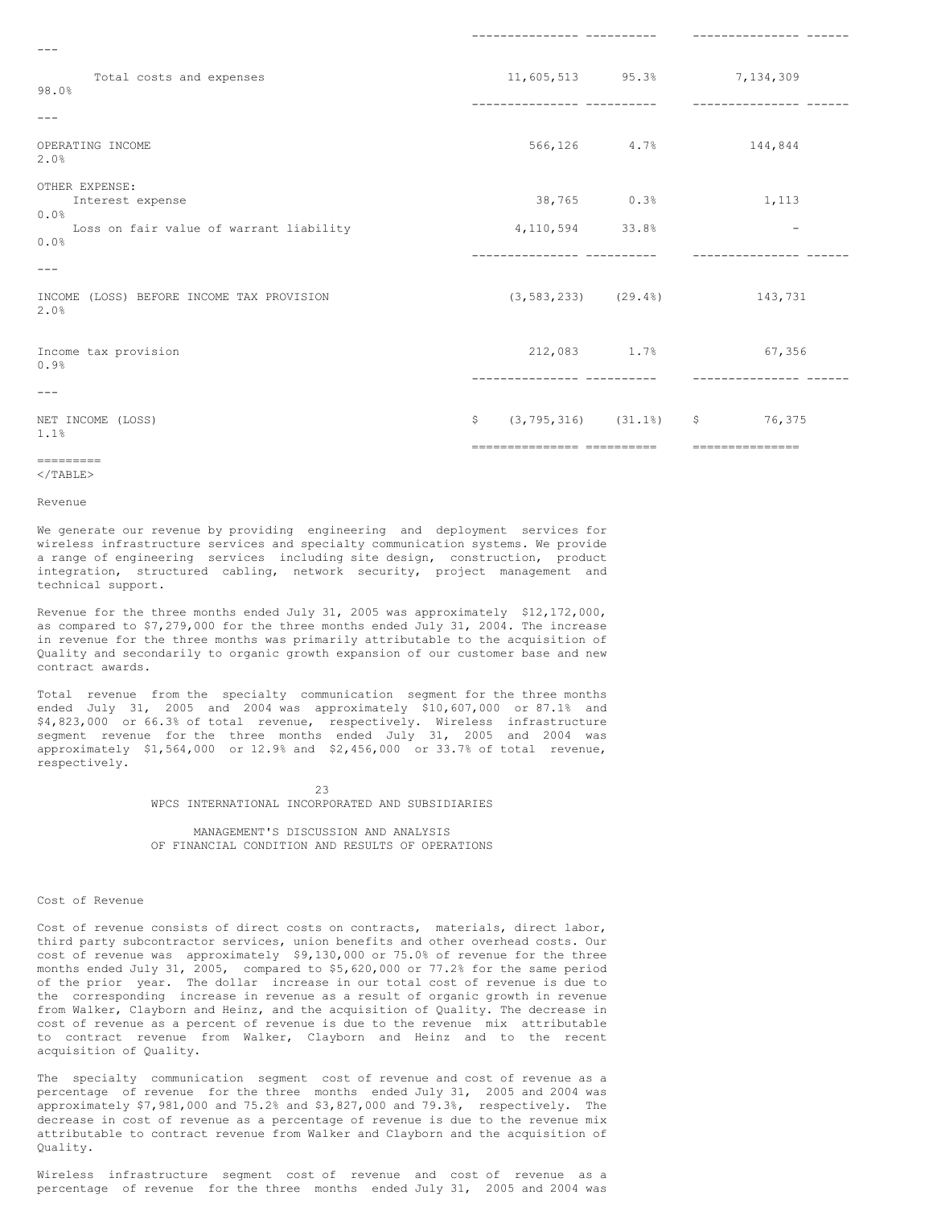| | 2005 | % | 2004 | % |
|---|---|---|---|---|
| Total costs and expenses | 11,605,513 | 95.3% | 7,134,309 | 98.0% |
| OPERATING INCOME | 566,126 | 4.7% | 144,844 | 2.0% |
| OTHER EXPENSE: | | | | |
| Interest expense | 38,765 | 0.3% | 1,113 | 0.0% |
| Loss on fair value of warrant liability | 4,110,594 | 33.8% | - | 0.0% |
| INCOME (LOSS) BEFORE INCOME TAX PROVISION | (3,583,233) | (29.4%) | 143,731 | 2.0% |
| Income tax provision | 212,083 | 1.7% | 67,356 | 0.9% |
| NET INCOME (LOSS) | $ (3,795,316) | (31.1%) | $ 76,375 | 1.1% |

Revenue

We generate our revenue by providing engineering and deployment services for wireless infrastructure services and specialty communication systems. We provide a range of engineering services including site design, construction, product integration, structured cabling, network security, project management and technical support.

Revenue for the three months ended July 31, 2005 was approximately $12,172,000, as compared to $7,279,000 for the three months ended July 31, 2004. The increase in revenue for the three months was primarily attributable to the acquisition of Quality and secondarily to organic growth expansion of our customer base and new contract awards.

Total revenue from the specialty communication segment for the three months ended July 31, 2005 and 2004 was approximately $10,607,000 or 87.1% and $4,823,000 or 66.3% of total revenue, respectively. Wireless infrastructure segment revenue for the three months ended July 31, 2005 and 2004 was approximately $1,564,000 or 12.9% and $2,456,000 or 33.7% of total revenue, respectively.

WPCS INTERNATIONAL INCORPORATED AND SUBSIDIARIES

MANAGEMENT'S DISCUSSION AND ANALYSIS
OF FINANCIAL CONDITION AND RESULTS OF OPERATIONS

Cost of Revenue

Cost of revenue consists of direct costs on contracts, materials, direct labor, third party subcontractor services, union benefits and other overhead costs. Our cost of revenue was approximately $9,130,000 or 75.0% of revenue for the three months ended July 31, 2005, compared to $5,620,000 or 77.2% for the same period of the prior year. The dollar increase in our total cost of revenue is due to the corresponding increase in revenue as a result of organic growth in revenue from Walker, Clayborn and Heinz, and the acquisition of Quality. The decrease in cost of revenue as a percent of revenue is due to the revenue mix attributable to contract revenue from Walker, Clayborn and Heinz and to the recent acquisition of Quality.

The specialty communication segment cost of revenue and cost of revenue as a percentage of revenue for the three months ended July 31, 2005 and 2004 was approximately $7,981,000 and 75.2% and $3,827,000 and 79.3%, respectively. The decrease in cost of revenue as a percentage of revenue is due to the revenue mix attributable to contract revenue from Walker and Clayborn and the acquisition of Quality.

Wireless infrastructure segment cost of revenue and cost of revenue as a percentage of revenue for the three months ended July 31, 2005 and 2004 was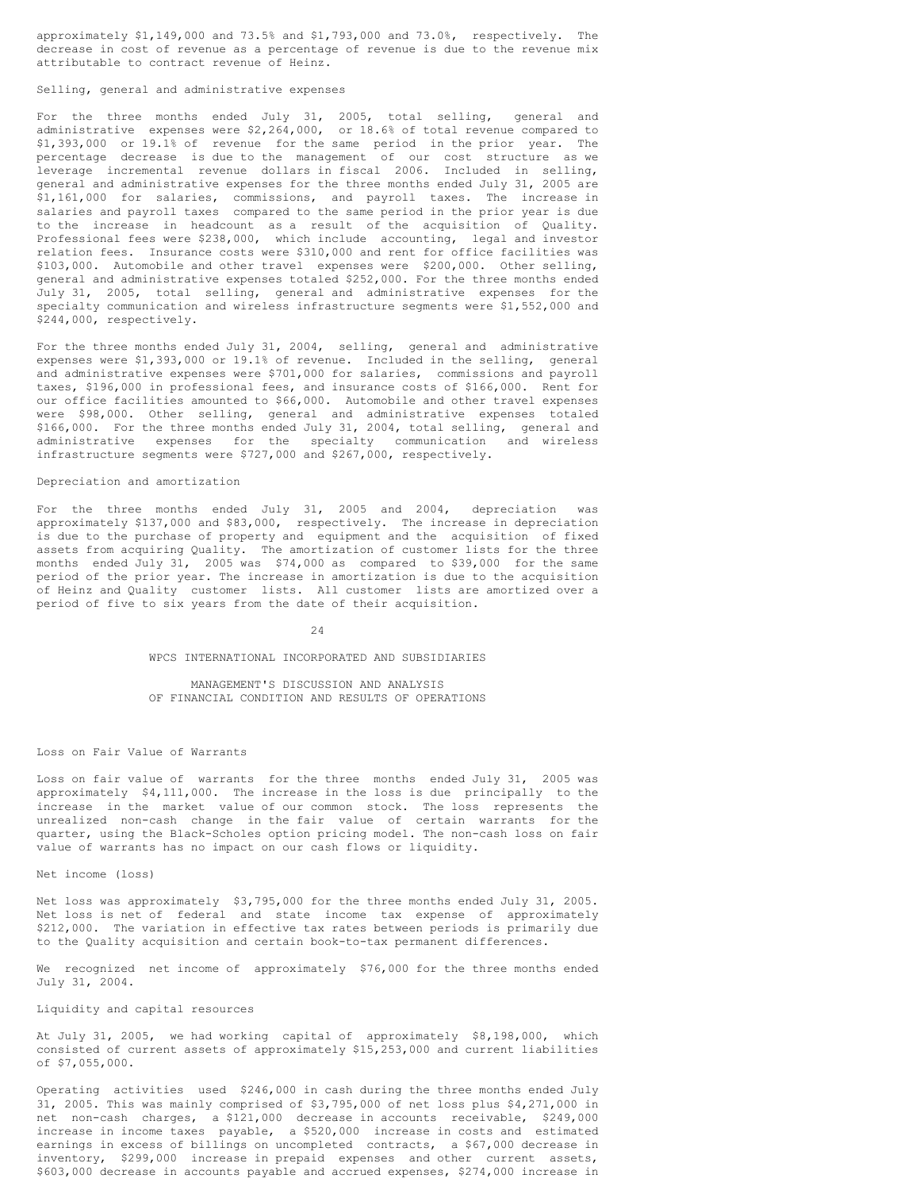approximately $1,149,000 and 73.5% and $1,793,000 and 73.0%, respectively. The decrease in cost of revenue as a percentage of revenue is due to the revenue mix attributable to contract revenue of Heinz.

Selling, general and administrative expenses

For the three months ended July 31, 2005, total selling, general and administrative expenses were $2,264,000, or 18.6% of total revenue compared to $1,393,000 or 19.1% of revenue for the same period in the prior year. The percentage decrease is due to the management of our cost structure as we leverage incremental revenue dollars in fiscal 2006. Included in selling, general and administrative expenses for the three months ended July 31, 2005 are $1,161,000 for salaries, commissions, and payroll taxes. The increase in salaries and payroll taxes compared to the same period in the prior year is due to the increase in headcount as a result of the acquisition of Quality. Professional fees were $238,000, which include accounting, legal and investor relation fees. Insurance costs were $310,000 and rent for office facilities was $103,000. Automobile and other travel expenses were $200,000. Other selling, general and administrative expenses totaled $252,000. For the three months ended July 31, 2005, total selling, general and administrative expenses for the specialty communication and wireless infrastructure segments were $1,552,000 and $244,000, respectively.

For the three months ended July 31, 2004, selling, general and administrative expenses were $1,393,000 or 19.1% of revenue. Included in the selling, general and administrative expenses were $701,000 for salaries, commissions and payroll taxes, $196,000 in professional fees, and insurance costs of $166,000. Rent for our office facilities amounted to $66,000. Automobile and other travel expenses were $98,000. Other selling, general and administrative expenses totaled $166,000. For the three months ended July 31, 2004, total selling, general and administrative expenses for the specialty communication and wireless infrastructure segments were $727,000 and $267,000, respectively.

Depreciation and amortization

For the three months ended July 31, 2005 and 2004, depreciation was approximately $137,000 and $83,000, respectively. The increase in depreciation is due to the purchase of property and equipment and the acquisition of fixed assets from acquiring Quality. The amortization of customer lists for the three months ended July 31, 2005 was $74,000 as compared to $39,000 for the same period of the prior year. The increase in amortization is due to the acquisition of Heinz and Quality customer lists. All customer lists are amortized over a period of five to six years from the date of their acquisition.

WPCS INTERNATIONAL INCORPORATED AND SUBSIDIARIES

MANAGEMENT'S DISCUSSION AND ANALYSIS
OF FINANCIAL CONDITION AND RESULTS OF OPERATIONS

Loss on Fair Value of Warrants

Loss on fair value of warrants for the three months ended July 31, 2005 was approximately $4,111,000. The increase in the loss is due principally to the increase in the market value of our common stock. The loss represents the unrealized non-cash change in the fair value of certain warrants for the quarter, using the Black-Scholes option pricing model. The non-cash loss on fair value of warrants has no impact on our cash flows or liquidity.

Net income (loss)

Net loss was approximately $3,795,000 for the three months ended July 31, 2005. Net loss is net of federal and state income tax expense of approximately $212,000. The variation in effective tax rates between periods is primarily due to the Quality acquisition and certain book-to-tax permanent differences.

We recognized net income of approximately $76,000 for the three months ended July 31, 2004.

Liquidity and capital resources

At July 31, 2005, we had working capital of approximately $8,198,000, which consisted of current assets of approximately $15,253,000 and current liabilities of $7,055,000.

Operating activities used $246,000 in cash during the three months ended July 31, 2005. This was mainly comprised of $3,795,000 of net loss plus $4,271,000 in net non-cash charges, a $121,000 decrease in accounts receivable, $249,000 increase in income taxes payable, a $520,000 increase in costs and estimated earnings in excess of billings on uncompleted contracts, a $67,000 decrease in inventory, $299,000 increase in prepaid expenses and other current assets, $603,000 decrease in accounts payable and accrued expenses, $274,000 increase in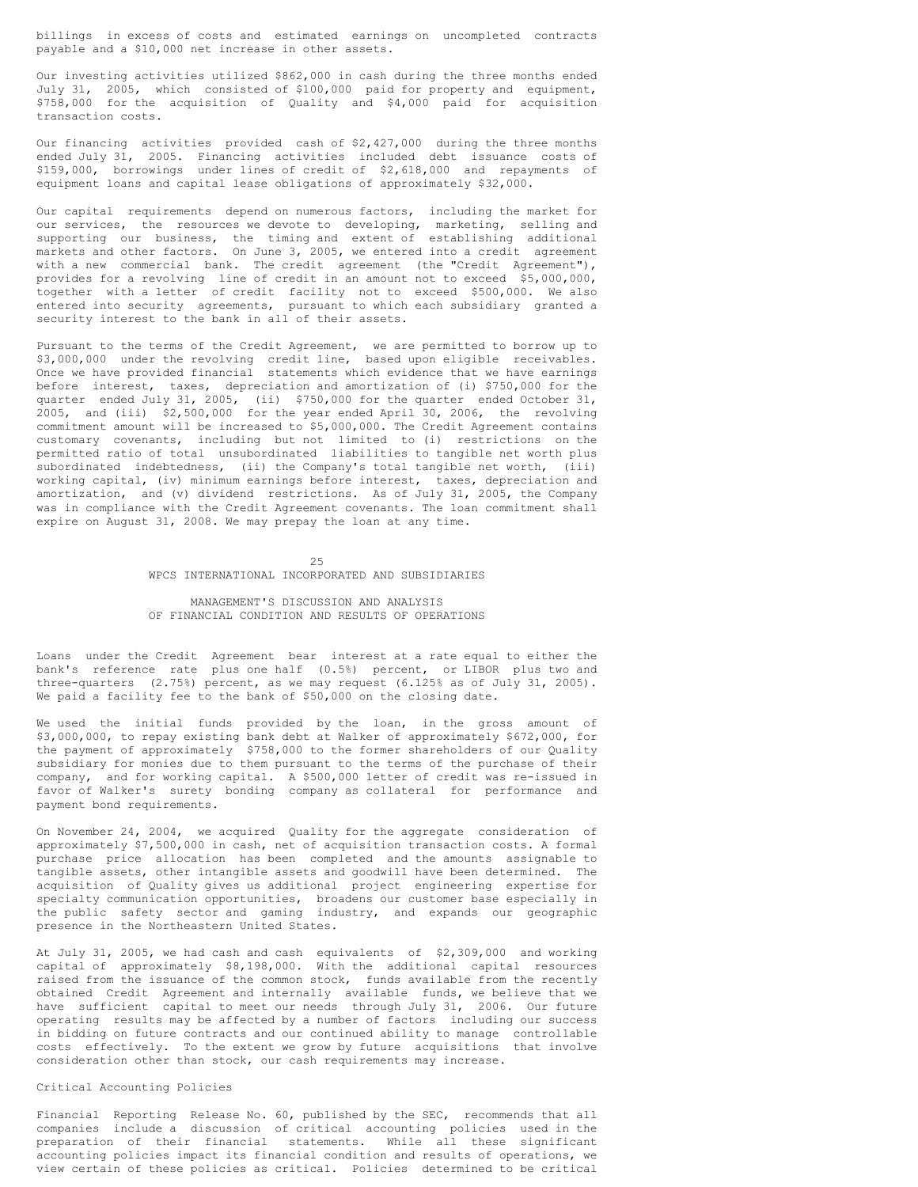billings in excess of costs and estimated earnings on uncompleted contracts payable and a $10,000 net increase in other assets.

Our investing activities utilized $862,000 in cash during the three months ended July 31, 2005, which consisted of $100,000 paid for property and equipment, $758,000 for the acquisition of Quality and $4,000 paid for acquisition transaction costs.

Our financing activities provided cash of $2,427,000 during the three months ended July 31, 2005. Financing activities included debt issuance costs of $159,000, borrowings under lines of credit of $2,618,000 and repayments of equipment loans and capital lease obligations of approximately $32,000.

Our capital requirements depend on numerous factors, including the market for our services, the resources we devote to developing, marketing, selling and supporting our business, the timing and extent of establishing additional markets and other factors. On June 3, 2005, we entered into a credit agreement with a new commercial bank. The credit agreement (the "Credit Agreement"), provides for a revolving line of credit in an amount not to exceed $5,000,000, together with a letter of credit facility not to exceed $500,000. We also entered into security agreements, pursuant to which each subsidiary granted a security interest to the bank in all of their assets.

Pursuant to the terms of the Credit Agreement, we are permitted to borrow up to $3,000,000 under the revolving credit line, based upon eligible receivables. Once we have provided financial statements which evidence that we have earnings before interest, taxes, depreciation and amortization of (i) $750,000 for the quarter ended July 31, 2005, (ii) $750,000 for the quarter ended October 31, 2005, and (iii) $2,500,000 for the year ended April 30, 2006, the revolving commitment amount will be increased to $5,000,000. The Credit Agreement contains customary covenants, including but not limited to (i) restrictions on the permitted ratio of total unsubordinated liabilities to tangible net worth plus subordinated indebtedness, (ii) the Company's total tangible net worth, (iii) working capital, (iv) minimum earnings before interest, taxes, depreciation and amortization, and (v) dividend restrictions. As of July 31, 2005, the Company was in compliance with the Credit Agreement covenants. The loan commitment shall expire on August 31, 2008. We may prepay the loan at any time.

Loans under the Credit Agreement bear interest at a rate equal to either the bank's reference rate plus one half (0.5%) percent, or LIBOR plus two and three-quarters (2.75%) percent, as we may request (6.125% as of July 31, 2005). We paid a facility fee to the bank of $50,000 on the closing date.

We used the initial funds provided by the loan, in the gross amount of $3,000,000, to repay existing bank debt at Walker of approximately $672,000, for the payment of approximately $758,000 to the former shareholders of our Quality subsidiary for monies due to them pursuant to the terms of the purchase of their company, and for working capital. A $500,000 letter of credit was re-issued in favor of Walker's surety bonding company as collateral for performance and payment bond requirements.

On November 24, 2004, we acquired Quality for the aggregate consideration of approximately $7,500,000 in cash, net of acquisition transaction costs. A formal purchase price allocation has been completed and the amounts assignable to tangible assets, other intangible assets and goodwill have been determined. The acquisition of Quality gives us additional project engineering expertise for specialty communication opportunities, broadens our customer base especially in the public safety sector and gaming industry, and expands our geographic presence in the Northeastern United States.

At July 31, 2005, we had cash and cash equivalents of $2,309,000 and working capital of approximately $8,198,000. With the additional capital resources raised from the issuance of the common stock, funds available from the recently obtained Credit Agreement and internally available funds, we believe that we have sufficient capital to meet our needs through July 31, 2006. Our future operating results may be affected by a number of factors including our success in bidding on future contracts and our continued ability to manage controllable costs effectively. To the extent we grow by future acquisitions that involve consideration other than stock, our cash requirements may increase.

## Critical Accounting Policies

Financial Reporting Release No. 60, published by the SEC, recommends that all companies include a discussion of critical accounting policies used in the preparation of their financial statements. While all these significant accounting policies impact its financial condition and results of operations, we view certain of these policies as critical. Policies determined to be critical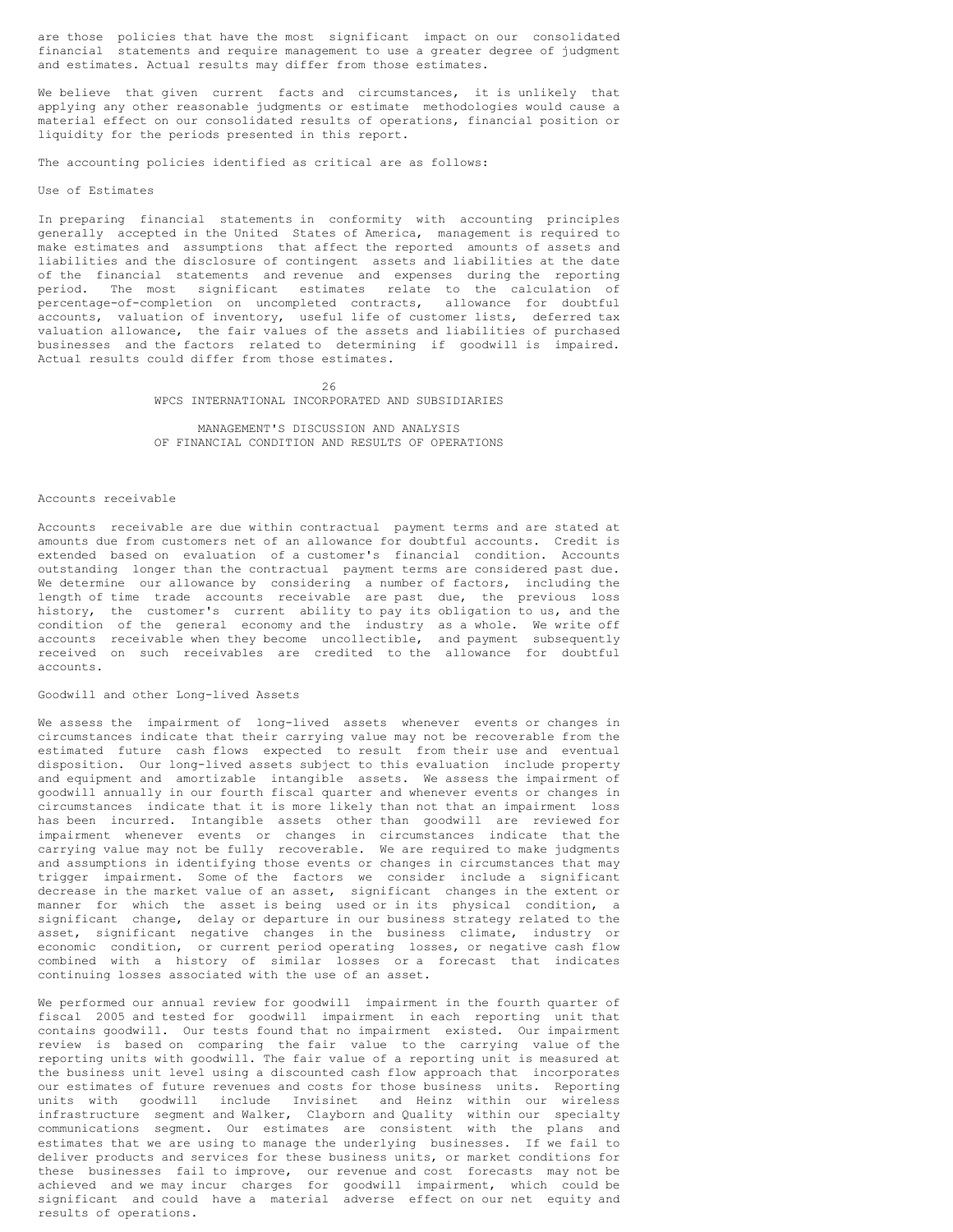are those policies that have the most significant impact on our consolidated financial statements and require management to use a greater degree of judgment and estimates. Actual results may differ from those estimates.

We believe that given current facts and circumstances, it is unlikely that applying any other reasonable judgments or estimate methodologies would cause a material effect on our consolidated results of operations, financial position or liquidity for the periods presented in this report.

The accounting policies identified as critical are as follows:

Use of Estimates

In preparing financial statements in conformity with accounting principles generally accepted in the United States of America, management is required to make estimates and assumptions that affect the reported amounts of assets and liabilities and the disclosure of contingent assets and liabilities at the date of the financial statements and revenue and expenses during the reporting period. The most significant estimates relate to the calculation of percentage-of-completion on uncompleted contracts, allowance for doubtful accounts, valuation of inventory, useful life of customer lists, deferred tax valuation allowance, the fair values of the assets and liabilities of purchased businesses and the factors related to determining if goodwill is impaired. Actual results could differ from those estimates.

Accounts receivable

Accounts receivable are due within contractual payment terms and are stated at amounts due from customers net of an allowance for doubtful accounts. Credit is extended based on evaluation of a customer's financial condition. Accounts outstanding longer than the contractual payment terms are considered past due. We determine our allowance by considering a number of factors, including the length of time trade accounts receivable are past due, the previous loss history, the customer's current ability to pay its obligation to us, and the condition of the general economy and the industry as a whole. We write off accounts receivable when they become uncollectible, and payment subsequently received on such receivables are credited to the allowance for doubtful accounts.

Goodwill and other Long-lived Assets

We assess the impairment of long-lived assets whenever events or changes in circumstances indicate that their carrying value may not be recoverable from the estimated future cash flows expected to result from their use and eventual disposition. Our long-lived assets subject to this evaluation include property and equipment and amortizable intangible assets. We assess the impairment of goodwill annually in our fourth fiscal quarter and whenever events or changes in circumstances indicate that it is more likely than not that an impairment loss has been incurred. Intangible assets other than goodwill are reviewed for impairment whenever events or changes in circumstances indicate that the carrying value may not be fully recoverable. We are required to make judgments and assumptions in identifying those events or changes in circumstances that may trigger impairment. Some of the factors we consider include a significant decrease in the market value of an asset, significant changes in the extent or manner for which the asset is being used or in its physical condition, a significant change, delay or departure in our business strategy related to the asset, significant negative changes in the business climate, industry or economic condition, or current period operating losses, or negative cash flow combined with a history of similar losses or a forecast that indicates continuing losses associated with the use of an asset.

We performed our annual review for goodwill impairment in the fourth quarter of fiscal 2005 and tested for goodwill impairment in each reporting unit that contains goodwill. Our tests found that no impairment existed. Our impairment review is based on comparing the fair value to the carrying value of the reporting units with goodwill. The fair value of a reporting unit is measured at the business unit level using a discounted cash flow approach that incorporates our estimates of future revenues and costs for those business units. Reporting units with goodwill include Invisinet and Heinz within our wireless infrastructure segment and Walker, Clayborn and Quality within our specialty communications segment. Our estimates are consistent with the plans and estimates that we are using to manage the underlying businesses. If we fail to deliver products and services for these business units, or market conditions for these businesses fail to improve, our revenue and cost forecasts may not be achieved and we may incur charges for goodwill impairment, which could be significant and could have a material adverse effect on our net equity and results of operations.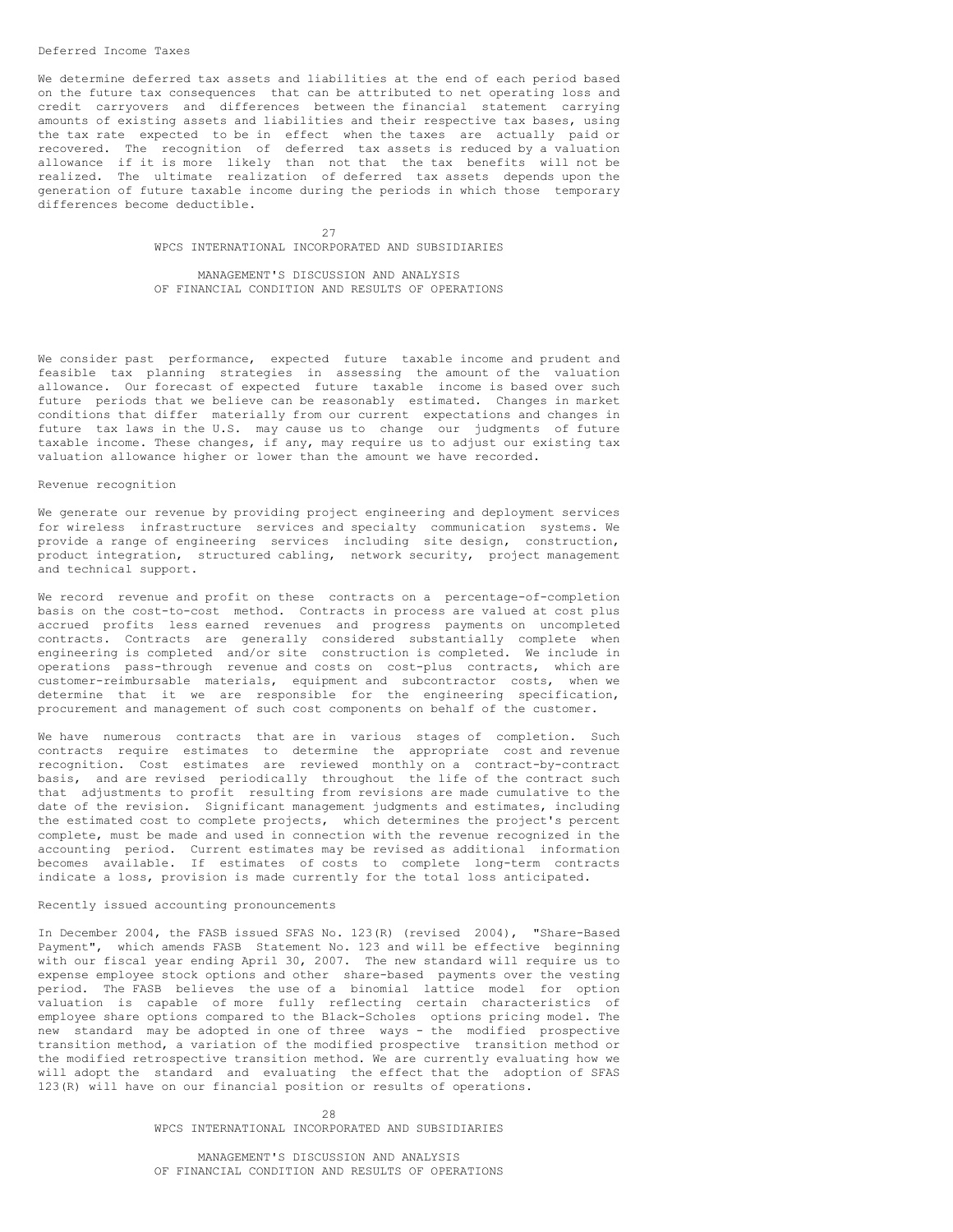### Deferred Income Taxes

We determine deferred tax assets and liabilities at the end of each period based on the future tax consequences that can be attributed to net operating loss and credit carryovers and differences between the financial statement carrying amounts of existing assets and liabilities and their respective tax bases, using the tax rate expected to be in effect when the taxes are actually paid or recovered. The recognition of deferred tax assets is reduced by a valuation allowance if it is more likely than not that the tax benefits will not be realized. The ultimate realization of deferred tax assets depends upon the generation of future taxable income during the periods in which those temporary differences become deductible.

We consider past performance, expected future taxable income and prudent and feasible tax planning strategies in assessing the amount of the valuation allowance. Our forecast of expected future taxable income is based over such future periods that we believe can be reasonably estimated. Changes in market conditions that differ materially from our current expectations and changes in future tax laws in the U.S. may cause us to change our judgments of future taxable income. These changes, if any, may require us to adjust our existing tax valuation allowance higher or lower than the amount we have recorded.

### Revenue recognition

We generate our revenue by providing project engineering and deployment services for wireless infrastructure services and specialty communication systems. We provide a range of engineering services including site design, construction, product integration, structured cabling, network security, project management and technical support.

We record revenue and profit on these contracts on a percentage-of-completion basis on the cost-to-cost method. Contracts in process are valued at cost plus accrued profits less earned revenues and progress payments on uncompleted contracts. Contracts are generally considered substantially complete when engineering is completed and/or site construction is completed. We include in operations pass-through revenue and costs on cost-plus contracts, which are customer-reimbursable materials, equipment and subcontractor costs, when we determine that it we are responsible for the engineering specification, procurement and management of such cost components on behalf of the customer.

We have numerous contracts that are in various stages of completion. Such contracts require estimates to determine the appropriate cost and revenue recognition. Cost estimates are reviewed monthly on a contract-by-contract basis, and are revised periodically throughout the life of the contract such that adjustments to profit resulting from revisions are made cumulative to the date of the revision. Significant management judgments and estimates, including the estimated cost to complete projects, which determines the project's percent complete, must be made and used in connection with the revenue recognized in the accounting period. Current estimates may be revised as additional information becomes available. If estimates of costs to complete long-term contracts indicate a loss, provision is made currently for the total loss anticipated.

### Recently issued accounting pronouncements

In December 2004, the FASB issued SFAS No. 123(R) (revised 2004), "Share-Based Payment", which amends FASB Statement No. 123 and will be effective beginning with our fiscal year ending April 30, 2007. The new standard will require us to expense employee stock options and other share-based payments over the vesting period. The FASB believes the use of a binomial lattice model for option valuation is capable of more fully reflecting certain characteristics of employee share options compared to the Black-Scholes options pricing model. The new standard may be adopted in one of three ways - the modified prospective transition method, a variation of the modified prospective transition method or the modified retrospective transition method. We are currently evaluating how we will adopt the standard and evaluating the effect that the adoption of SFAS 123(R) will have on our financial position or results of operations.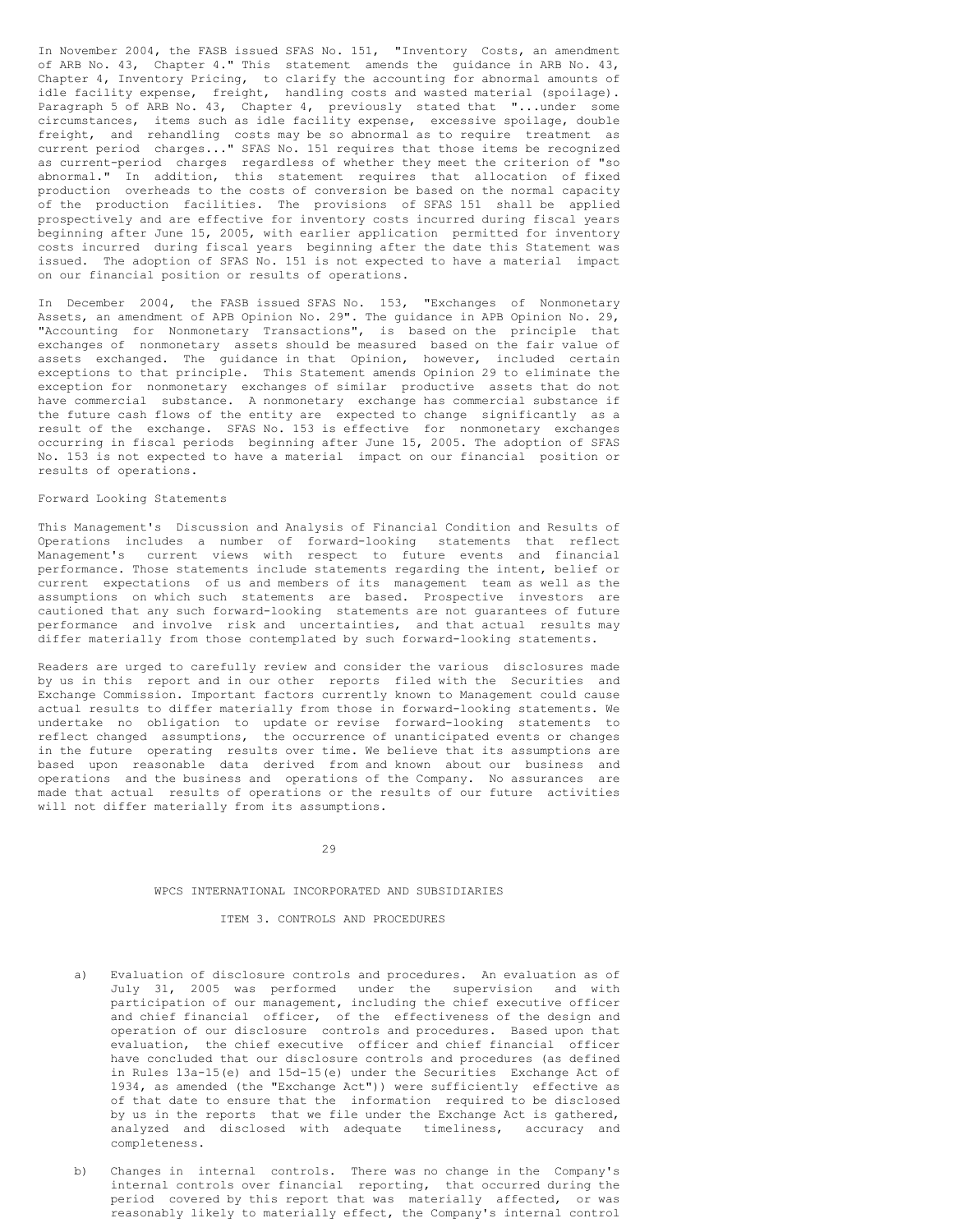In November 2004, the FASB issued SFAS No. 151, "Inventory Costs, an amendment of ARB No. 43, Chapter 4." This statement amends the guidance in ARB No. 43, Chapter 4, Inventory Pricing, to clarify the accounting for abnormal amounts of idle facility expense, freight, handling costs and wasted material (spoilage). Paragraph 5 of ARB No. 43, Chapter 4, previously stated that "...under some circumstances, items such as idle facility expense, excessive spoilage, double freight, and rehandling costs may be so abnormal as to require treatment as current period charges..." SFAS No. 151 requires that those items be recognized as current-period charges regardless of whether they meet the criterion of "so abnormal." In addition, this statement requires that allocation of fixed production overheads to the costs of conversion be based on the normal capacity of the production facilities. The provisions of SFAS 151 shall be applied prospectively and are effective for inventory costs incurred during fiscal years beginning after June 15, 2005, with earlier application permitted for inventory costs incurred during fiscal years beginning after the date this Statement was issued. The adoption of SFAS No. 151 is not expected to have a material impact on our financial position or results of operations.

In December 2004, the FASB issued SFAS No. 153, "Exchanges of Nonmonetary Assets, an amendment of APB Opinion No. 29". The guidance in APB Opinion No. 29, "Accounting for Nonmonetary Transactions", is based on the principle that exchanges of nonmonetary assets should be measured based on the fair value of assets exchanged. The guidance in that Opinion, however, included certain exceptions to that principle. This Statement amends Opinion 29 to eliminate the exception for nonmonetary exchanges of similar productive assets that do not have commercial substance. A nonmonetary exchange has commercial substance if the future cash flows of the entity are expected to change significantly as a result of the exchange. SFAS No. 153 is effective for nonmonetary exchanges occurring in fiscal periods beginning after June 15, 2005. The adoption of SFAS No. 153 is not expected to have a material impact on our financial position or results of operations.

Forward Looking Statements

This Management's Discussion and Analysis of Financial Condition and Results of Operations includes a number of forward-looking statements that reflect Management's current views with respect to future events and financial performance. Those statements include statements regarding the intent, belief or current expectations of us and members of its management team as well as the assumptions on which such statements are based. Prospective investors are cautioned that any such forward-looking statements are not guarantees of future performance and involve risk and uncertainties, and that actual results may differ materially from those contemplated by such forward-looking statements.

Readers are urged to carefully review and consider the various disclosures made by us in this report and in our other reports filed with the Securities and Exchange Commission. Important factors currently known to Management could cause actual results to differ materially from those in forward-looking statements. We undertake no obligation to update or revise forward-looking statements to reflect changed assumptions, the occurrence of unanticipated events or changes in the future operating results over time. We believe that its assumptions are based upon reasonable data derived from and known about our business and operations and the business and operations of the Company. No assurances are made that actual results of operations or the results of our future activities will not differ materially from its assumptions.

WPCS INTERNATIONAL INCORPORATED AND SUBSIDIARIES

## ITEM 3. CONTROLS AND PROCEDURES

a) Evaluation of disclosure controls and procedures. An evaluation as of July 31, 2005 was performed under the supervision and with participation of our management, including the chief executive officer and chief financial officer, of the effectiveness of the design and operation of our disclosure controls and procedures. Based upon that evaluation, the chief executive officer and chief financial officer have concluded that our disclosure controls and procedures (as defined in Rules 13a-15(e) and 15d-15(e) under the Securities Exchange Act of 1934, as amended (the "Exchange Act")) were sufficiently effective as of that date to ensure that the information required to be disclosed by us in the reports that we file under the Exchange Act is gathered, analyzed and disclosed with adequate timeliness, accuracy and completeness.

b) Changes in internal controls. There was no change in the Company's internal controls over financial reporting, that occurred during the period covered by this report that was materially affected, or was reasonably likely to materially effect, the Company's internal control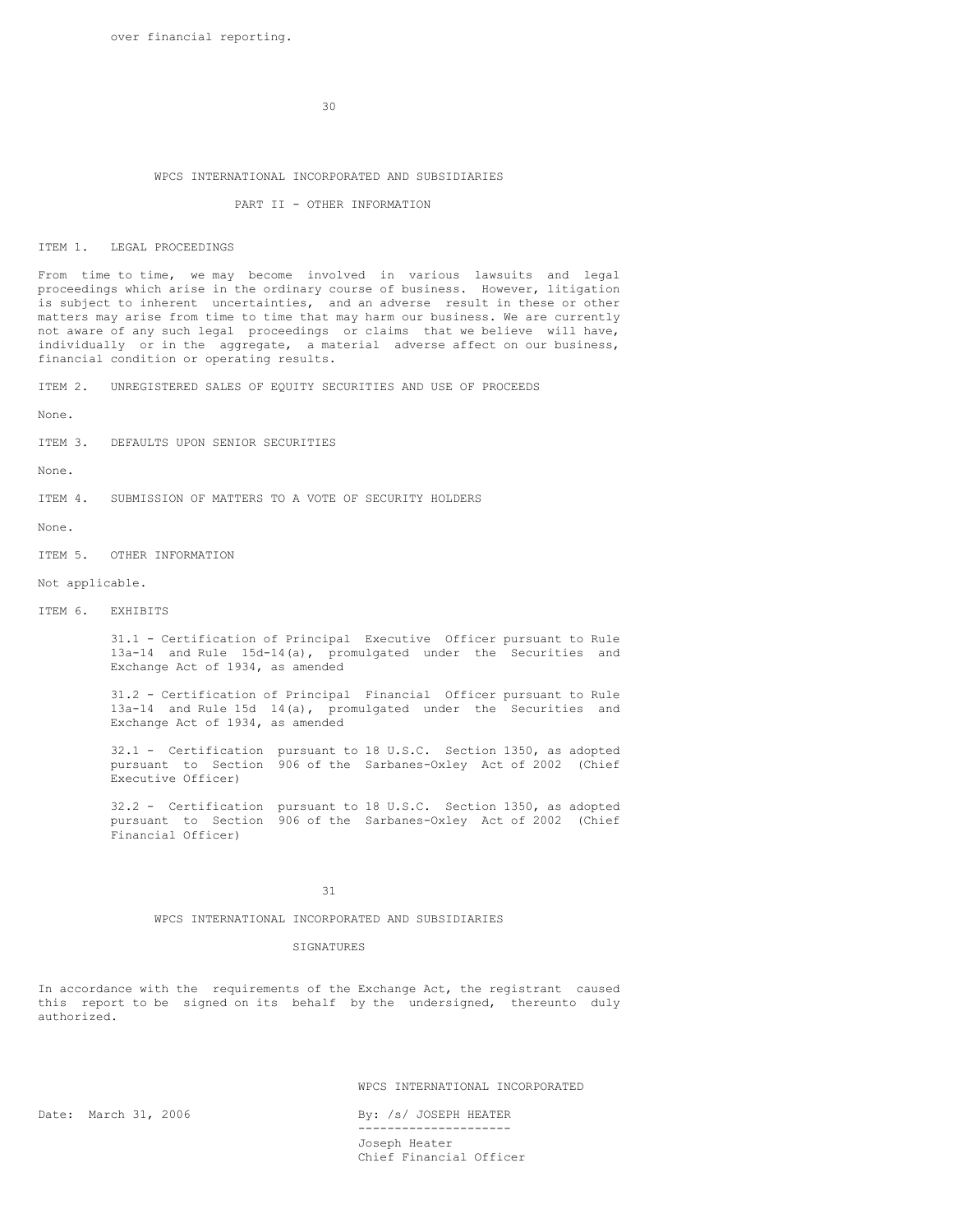over financial reporting.

WPCS INTERNATIONAL INCORPORATED AND SUBSIDIARIES

PART II - OTHER INFORMATION

ITEM 1. LEGAL PROCEEDINGS

From time to time, we may become involved in various lawsuits and legal proceedings which arise in the ordinary course of business. However, litigation is subject to inherent uncertainties, and an adverse result in these or other matters may arise from time to time that may harm our business. We are currently not aware of any such legal proceedings or claims that we believe will have, individually or in the aggregate, a material adverse affect on our business, financial condition or operating results.

ITEM 2. UNREGISTERED SALES OF EQUITY SECURITIES AND USE OF PROCEEDS

None.

ITEM 3. DEFAULTS UPON SENIOR SECURITIES

None.

ITEM 4. SUBMISSION OF MATTERS TO A VOTE OF SECURITY HOLDERS

None.

ITEM 5. OTHER INFORMATION

Not applicable.

ITEM 6. EXHIBITS

31.1 - Certification of Principal Executive Officer pursuant to Rule 13a-14 and Rule 15d-14(a), promulgated under the Securities and Exchange Act of 1934, as amended

31.2 - Certification of Principal Financial Officer pursuant to Rule 13a-14 and Rule 15d 14(a), promulgated under the Securities and Exchange Act of 1934, as amended

32.1 - Certification pursuant to 18 U.S.C. Section 1350, as adopted pursuant to Section 906 of the Sarbanes-Oxley Act of 2002 (Chief Executive Officer)

32.2 - Certification pursuant to 18 U.S.C. Section 1350, as adopted pursuant to Section 906 of the Sarbanes-Oxley Act of 2002 (Chief Financial Officer)

WPCS INTERNATIONAL INCORPORATED AND SUBSIDIARIES

SIGNATURES

In accordance with the requirements of the Exchange Act, the registrant caused this report to be signed on its behalf by the undersigned, thereunto duly authorized.

WPCS INTERNATIONAL INCORPORATED

Date: March 31, 2006

By: /s/ JOSEPH HEATER

Joseph Heater
Chief Financial Officer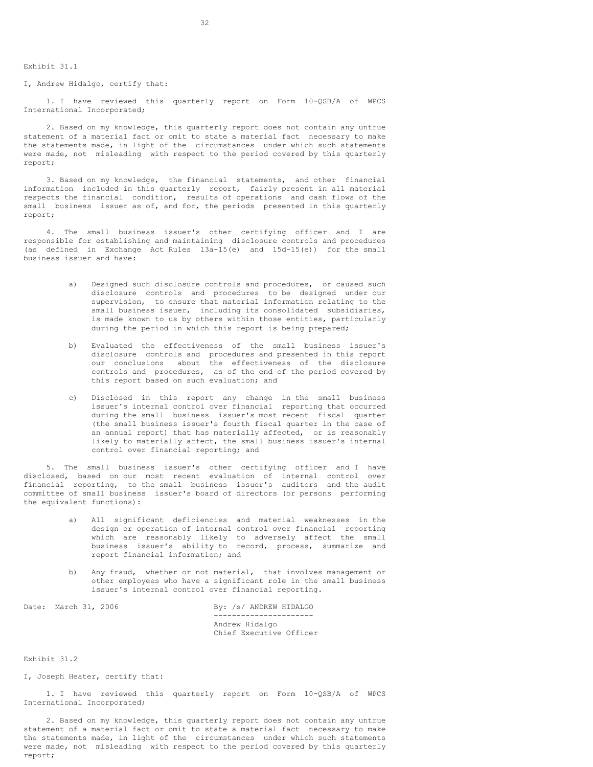Exhibit 31.1

I, Andrew Hidalgo, certify that:

1. I have reviewed this quarterly report on Form 10-QSB/A of WPCS International Incorporated;

2. Based on my knowledge, this quarterly report does not contain any untrue statement of a material fact or omit to state a material fact necessary to make the statements made, in light of the circumstances under which such statements were made, not misleading with respect to the period covered by this quarterly report;

3. Based on my knowledge, the financial statements, and other financial information included in this quarterly report, fairly present in all material respects the financial condition, results of operations and cash flows of the small business issuer as of, and for, the periods presented in this quarterly report;

4. The small business issuer's other certifying officer and I are responsible for establishing and maintaining disclosure controls and procedures (as defined in Exchange Act Rules 13a-15(e) and 15d-15(e)) for the small business issuer and have:

a) Designed such disclosure controls and procedures, or caused such disclosure controls and procedures to be designed under our supervision, to ensure that material information relating to the small business issuer, including its consolidated subsidiaries, is made known to us by others within those entities, particularly during the period in which this report is being prepared;

b) Evaluated the effectiveness of the small business issuer's disclosure controls and procedures and presented in this report our conclusions about the effectiveness of the disclosure controls and procedures, as of the end of the period covered by this report based on such evaluation; and

c) Disclosed in this report any change in the small business issuer's internal control over financial reporting that occurred during the small business issuer's most recent fiscal quarter (the small business issuer's fourth fiscal quarter in the case of an annual report) that has materially affected, or is reasonably likely to materially affect, the small business issuer's internal control over financial reporting; and

5. The small business issuer's other certifying officer and I have disclosed, based on our most recent evaluation of internal control over financial reporting, to the small business issuer's auditors and the audit committee of small business issuer's board of directors (or persons performing the equivalent functions):

a) All significant deficiencies and material weaknesses in the design or operation of internal control over financial reporting which are reasonably likely to adversely affect the small business issuer's ability to record, process, summarize and report financial information; and

b) Any fraud, whether or not material, that involves management or other employees who have a significant role in the small business issuer's internal control over financial reporting.

Date: March 31, 2006

By: /s/ ANDREW HIDALGO
---------------------
Andrew Hidalgo
Chief Executive Officer

Exhibit 31.2

I, Joseph Heater, certify that:

1. I have reviewed this quarterly report on Form 10-QSB/A of WPCS International Incorporated;

2. Based on my knowledge, this quarterly report does not contain any untrue statement of a material fact or omit to state a material fact necessary to make the statements made, in light of the circumstances under which such statements were made, not misleading with respect to the period covered by this quarterly report;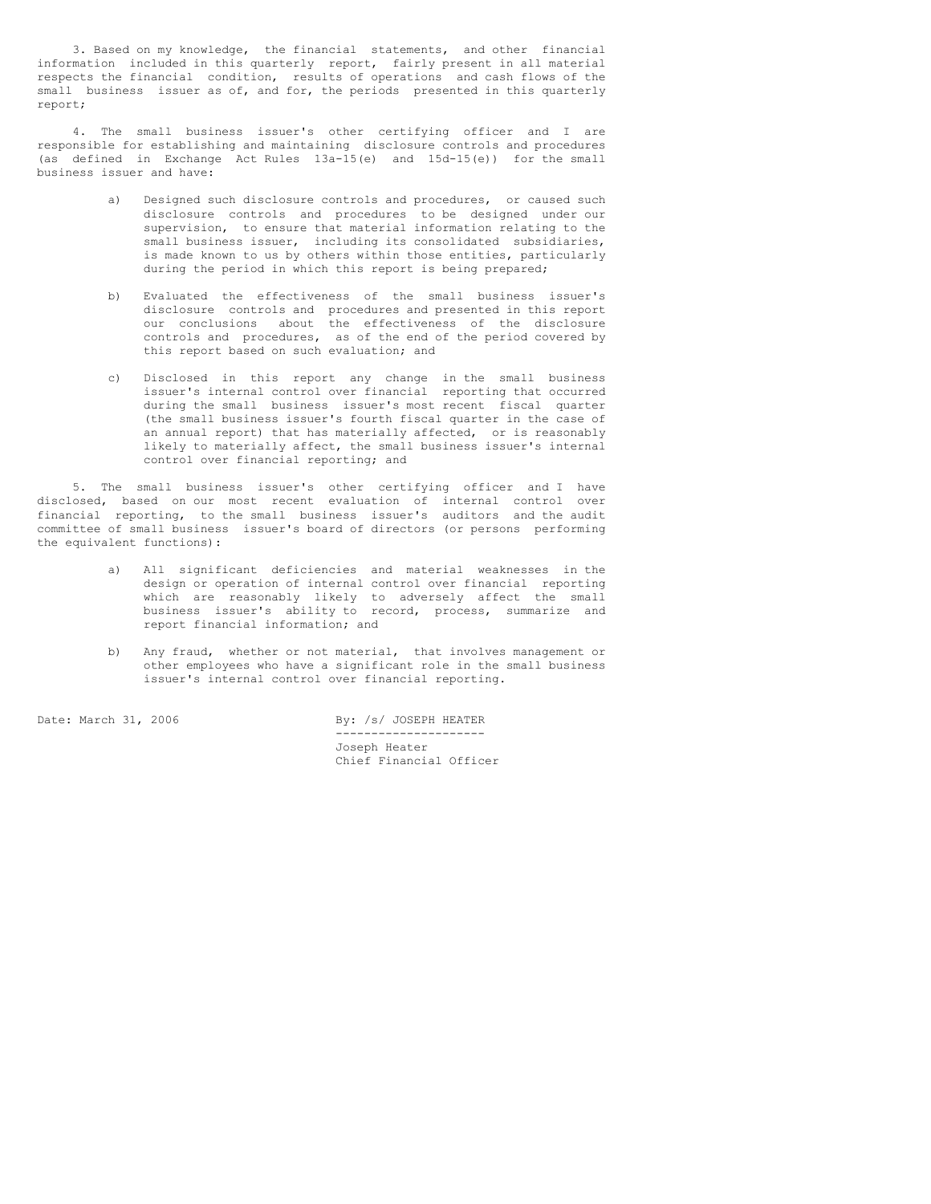3. Based on my knowledge, the financial statements, and other financial information included in this quarterly report, fairly present in all material respects the financial condition, results of operations and cash flows of the small business issuer as of, and for, the periods presented in this quarterly report;

4. The small business issuer's other certifying officer and I are responsible for establishing and maintaining disclosure controls and procedures (as defined in Exchange Act Rules 13a-15(e) and 15d-15(e)) for the small business issuer and have:

a) Designed such disclosure controls and procedures, or caused such disclosure controls and procedures to be designed under our supervision, to ensure that material information relating to the small business issuer, including its consolidated subsidiaries, is made known to us by others within those entities, particularly during the period in which this report is being prepared;

b) Evaluated the effectiveness of the small business issuer's disclosure controls and procedures and presented in this report our conclusions about the effectiveness of the disclosure controls and procedures, as of the end of the period covered by this report based on such evaluation; and

c) Disclosed in this report any change in the small business issuer's internal control over financial reporting that occurred during the small business issuer's most recent fiscal quarter (the small business issuer's fourth fiscal quarter in the case of an annual report) that has materially affected, or is reasonably likely to materially affect, the small business issuer's internal control over financial reporting; and

5. The small business issuer's other certifying officer and I have disclosed, based on our most recent evaluation of internal control over financial reporting, to the small business issuer's auditors and the audit committee of small business issuer's board of directors (or persons performing the equivalent functions):

a) All significant deficiencies and material weaknesses in the design or operation of internal control over financial reporting which are reasonably likely to adversely affect the small business issuer's ability to record, process, summarize and report financial information; and

b) Any fraud, whether or not material, that involves management or other employees who have a significant role in the small business issuer's internal control over financial reporting.

Date: March 31, 2006

By: /s/ JOSEPH HEATER

---

Joseph Heater
Chief Financial Officer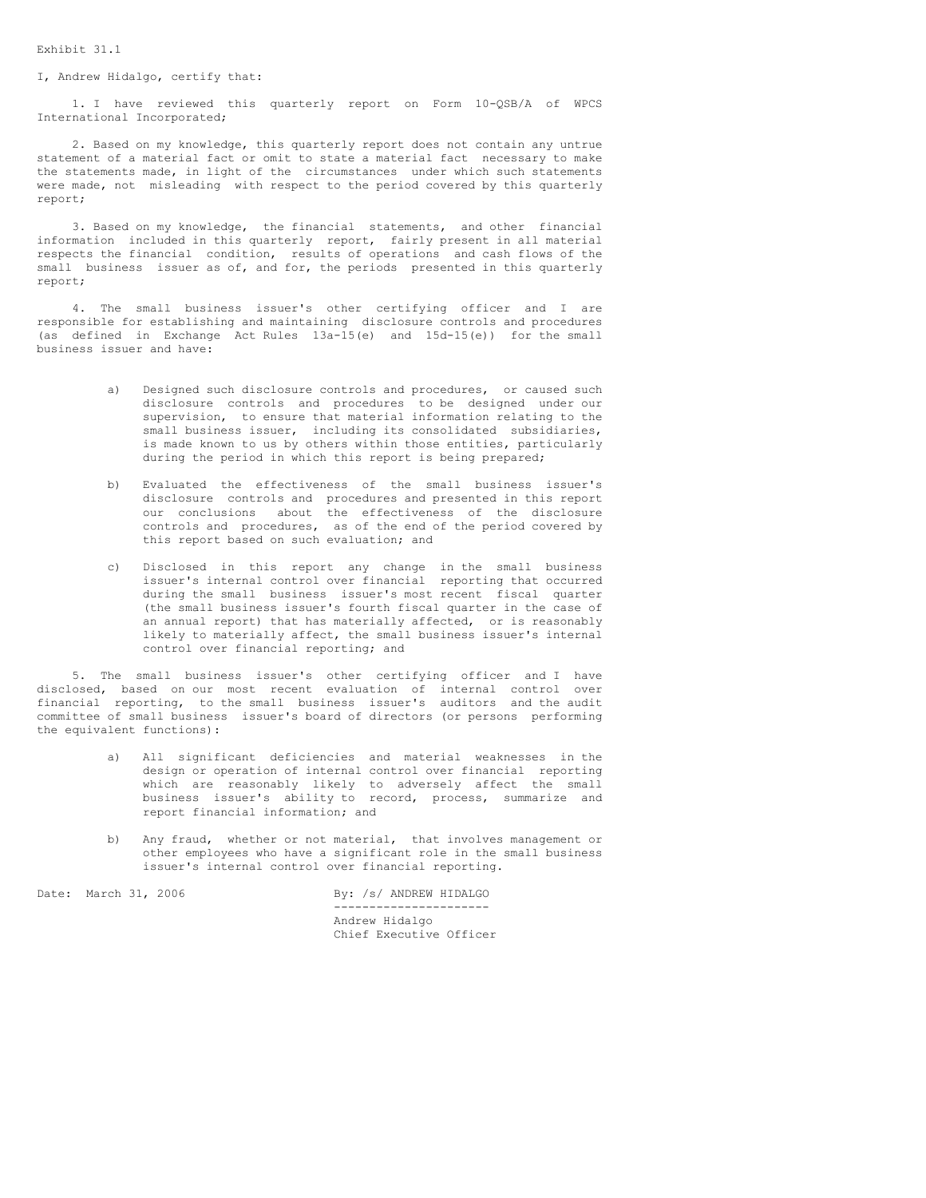Exhibit 31.1

I, Andrew Hidalgo, certify that:

1. I have reviewed this quarterly report on Form 10-QSB/A of WPCS International Incorporated;

2. Based on my knowledge, this quarterly report does not contain any untrue statement of a material fact or omit to state a material fact necessary to make the statements made, in light of the circumstances under which such statements were made, not misleading with respect to the period covered by this quarterly report;

3. Based on my knowledge, the financial statements, and other financial information included in this quarterly report, fairly present in all material respects the financial condition, results of operations and cash flows of the small business issuer as of, and for, the periods presented in this quarterly report;

4. The small business issuer's other certifying officer and I are responsible for establishing and maintaining disclosure controls and procedures (as defined in Exchange Act Rules 13a-15(e) and 15d-15(e)) for the small business issuer and have:

a) Designed such disclosure controls and procedures, or caused such disclosure controls and procedures to be designed under our supervision, to ensure that material information relating to the small business issuer, including its consolidated subsidiaries, is made known to us by others within those entities, particularly during the period in which this report is being prepared;

b) Evaluated the effectiveness of the small business issuer's disclosure controls and procedures and presented in this report our conclusions about the effectiveness of the disclosure controls and procedures, as of the end of the period covered by this report based on such evaluation; and

c) Disclosed in this report any change in the small business issuer's internal control over financial reporting that occurred during the small business issuer's most recent fiscal quarter (the small business issuer's fourth fiscal quarter in the case of an annual report) that has materially affected, or is reasonably likely to materially affect, the small business issuer's internal control over financial reporting; and

5. The small business issuer's other certifying officer and I have disclosed, based on our most recent evaluation of internal control over financial reporting, to the small business issuer's auditors and the audit committee of small business issuer's board of directors (or persons performing the equivalent functions):

a) All significant deficiencies and material weaknesses in the design or operation of internal control over financial reporting which are reasonably likely to adversely affect the small business issuer's ability to record, process, summarize and report financial information; and

b) Any fraud, whether or not material, that involves management or other employees who have a significant role in the small business issuer's internal control over financial reporting.

Date: March 31, 2006

By: /s/ ANDREW HIDALGO

Andrew Hidalgo
Chief Executive Officer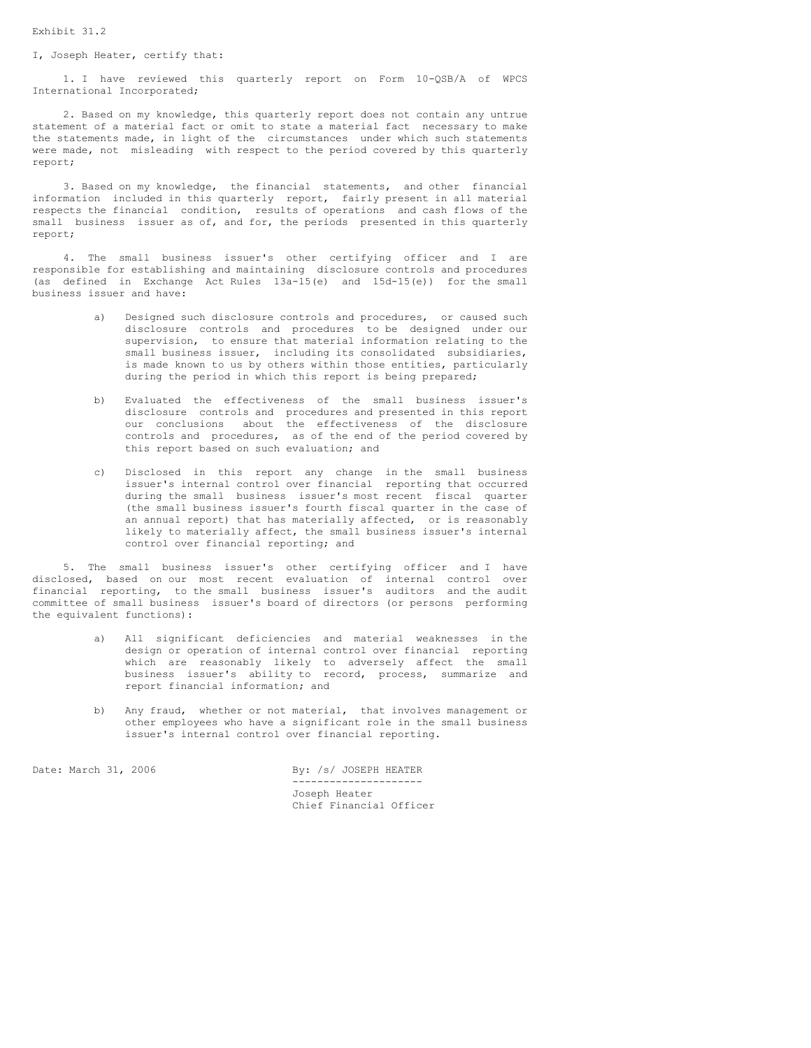Exhibit 31.2

I, Joseph Heater, certify that:

1. I have reviewed this quarterly report on Form 10-QSB/A of WPCS International Incorporated;

2. Based on my knowledge, this quarterly report does not contain any untrue statement of a material fact or omit to state a material fact necessary to make the statements made, in light of the circumstances under which such statements were made, not misleading with respect to the period covered by this quarterly report;

3. Based on my knowledge, the financial statements, and other financial information included in this quarterly report, fairly present in all material respects the financial condition, results of operations and cash flows of the small business issuer as of, and for, the periods presented in this quarterly report;

4. The small business issuer's other certifying officer and I are responsible for establishing and maintaining disclosure controls and procedures (as defined in Exchange Act Rules 13a-15(e) and 15d-15(e)) for the small business issuer and have:

a) Designed such disclosure controls and procedures, or caused such disclosure controls and procedures to be designed under our supervision, to ensure that material information relating to the small business issuer, including its consolidated subsidiaries, is made known to us by others within those entities, particularly during the period in which this report is being prepared;

b) Evaluated the effectiveness of the small business issuer's disclosure controls and procedures and presented in this report our conclusions about the effectiveness of the disclosure controls and procedures, as of the end of the period covered by this report based on such evaluation; and

c) Disclosed in this report any change in the small business issuer's internal control over financial reporting that occurred during the small business issuer's most recent fiscal quarter (the small business issuer's fourth fiscal quarter in the case of an annual report) that has materially affected, or is reasonably likely to materially affect, the small business issuer's internal control over financial reporting; and

5. The small business issuer's other certifying officer and I have disclosed, based on our most recent evaluation of internal control over financial reporting, to the small business issuer's auditors and the audit committee of small business issuer's board of directors (or persons performing the equivalent functions):

a) All significant deficiencies and material weaknesses in the design or operation of internal control over financial reporting which are reasonably likely to adversely affect the small business issuer's ability to record, process, summarize and report financial information; and

b) Any fraud, whether or not material, that involves management or other employees who have a significant role in the small business issuer's internal control over financial reporting.

Date: March 31, 2006

By: /s/ JOSEPH HEATER

Joseph Heater
Chief Financial Officer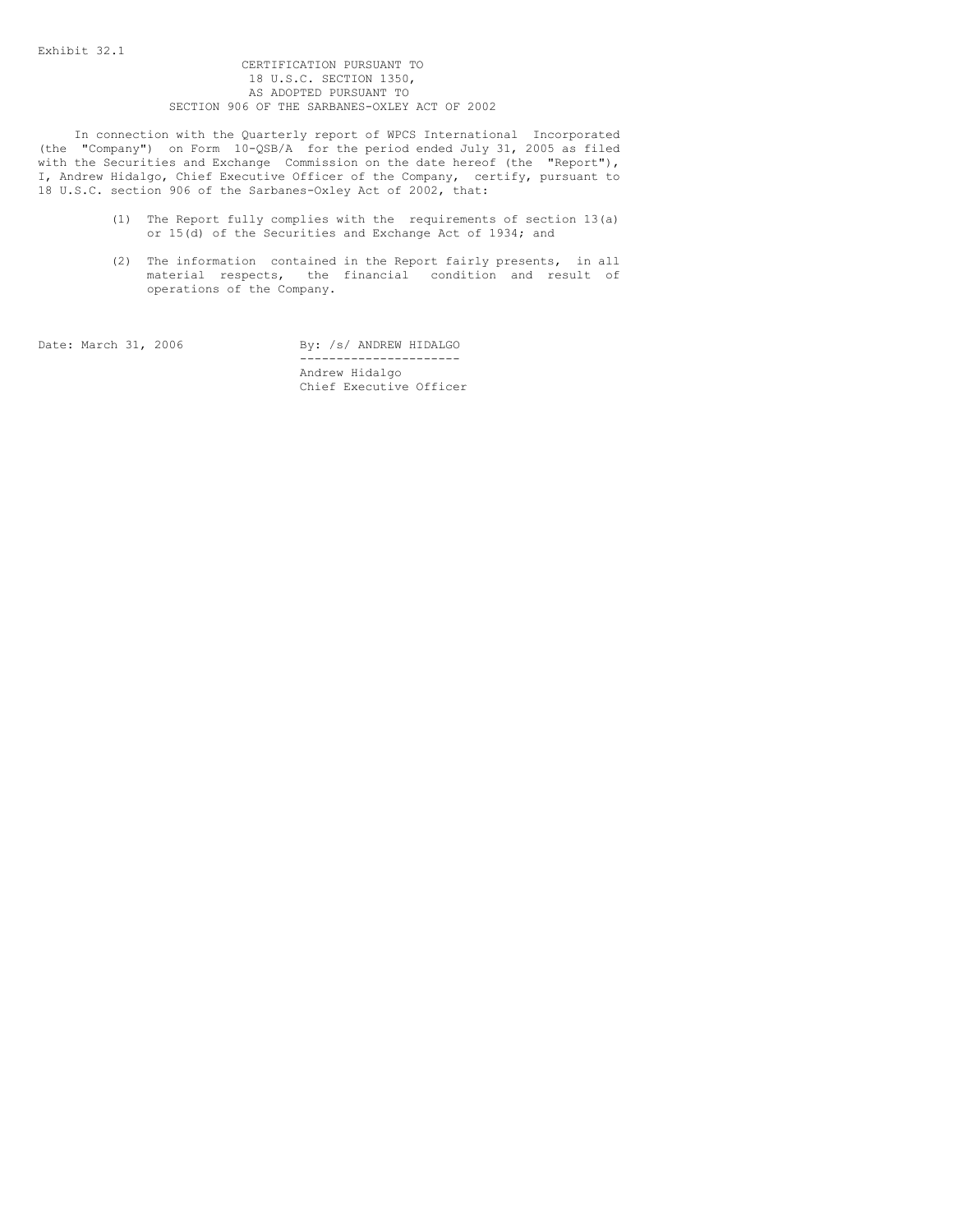Exhibit 32.1

CERTIFICATION PURSUANT TO
18 U.S.C. SECTION 1350,
AS ADOPTED PURSUANT TO
SECTION 906 OF THE SARBANES-OXLEY ACT OF 2002

In connection with the Quarterly report of WPCS International Incorporated (the "Company") on Form 10-QSB/A for the period ended July 31, 2005 as filed with the Securities and Exchange Commission on the date hereof (the "Report"), I, Andrew Hidalgo, Chief Executive Officer of the Company, certify, pursuant to 18 U.S.C. section 906 of the Sarbanes-Oxley Act of 2002, that:

(1) The Report fully complies with the requirements of section 13(a) or 15(d) of the Securities and Exchange Act of 1934; and

(2) The information contained in the Report fairly presents, in all material respects, the financial condition and result of operations of the Company.

Date: March 31, 2006

By: /s/ ANDREW HIDALGO

Andrew Hidalgo
Chief Executive Officer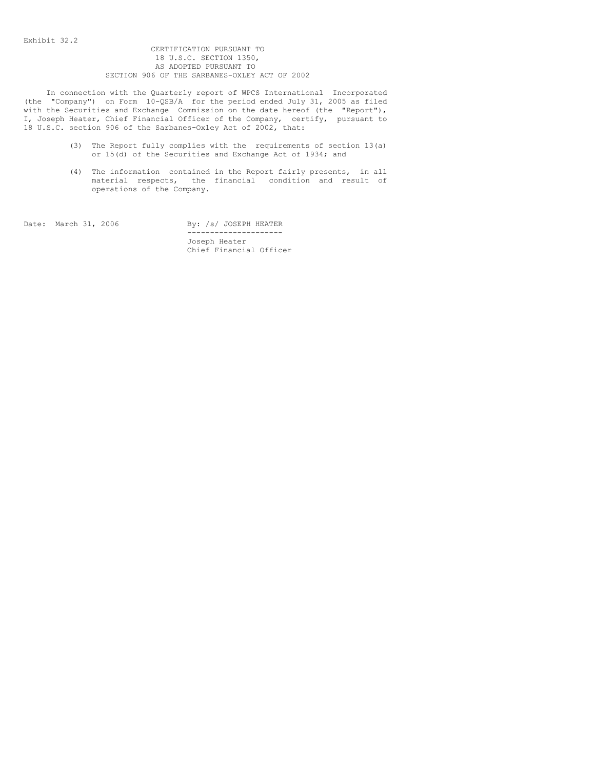Exhibit 32.2

CERTIFICATION PURSUANT TO
18 U.S.C. SECTION 1350,
AS ADOPTED PURSUANT TO
SECTION 906 OF THE SARBANES-OXLEY ACT OF 2002

In connection with the Quarterly report of WPCS International Incorporated (the "Company") on Form 10-QSB/A for the period ended July 31, 2005 as filed with the Securities and Exchange Commission on the date hereof (the "Report"), I, Joseph Heater, Chief Financial Officer of the Company, certify, pursuant to 18 U.S.C. section 906 of the Sarbanes-Oxley Act of 2002, that:

(3) The Report fully complies with the requirements of section 13(a) or 15(d) of the Securities and Exchange Act of 1934; and

(4) The information contained in the Report fairly presents, in all material respects, the financial condition and result of operations of the Company.

Date: March 31, 2006

By: /s/ JOSEPH HEATER

Joseph Heater
Chief Financial Officer